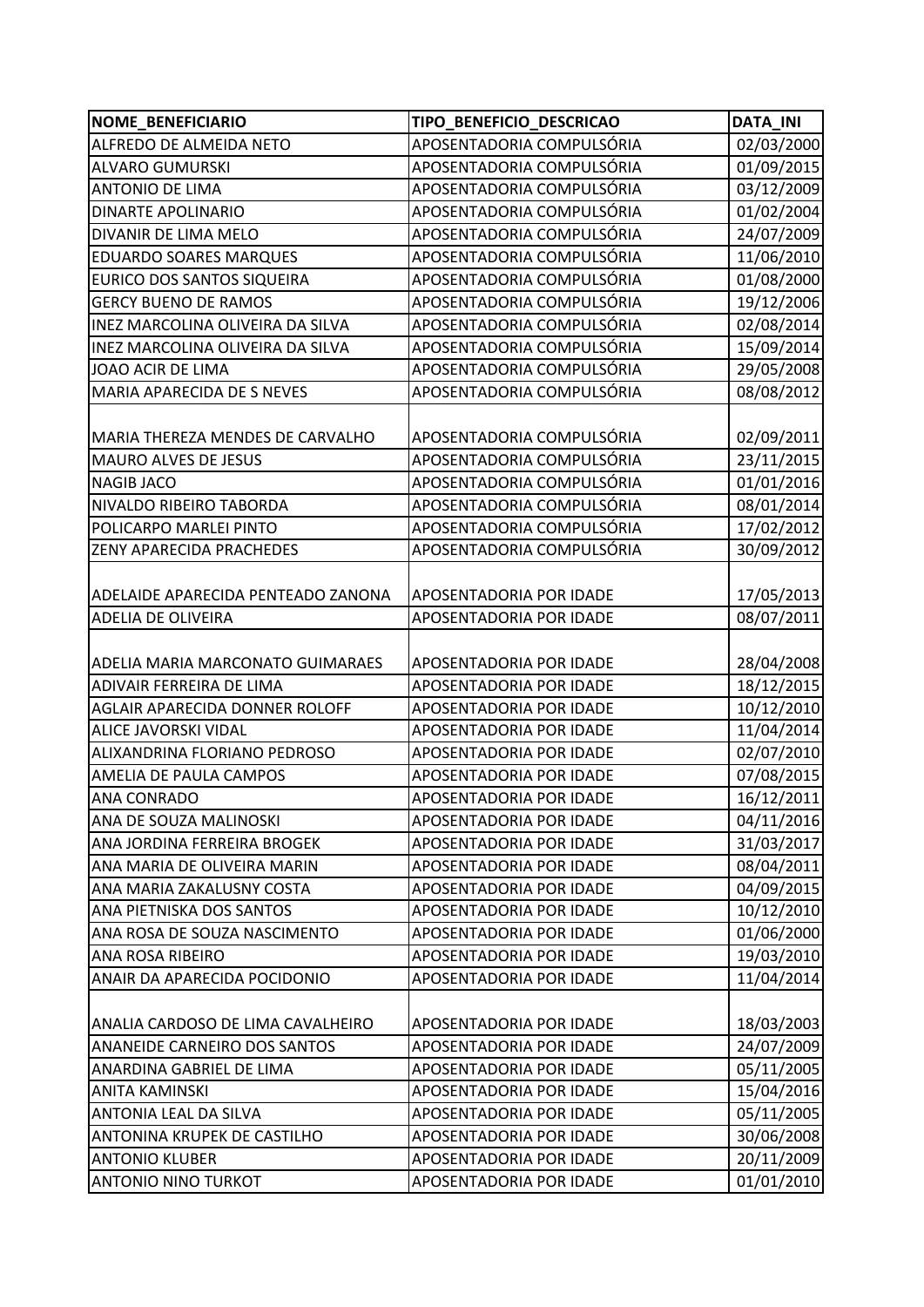| NOME_BENEFICIARIO | TIPO_BENEFICIO_DESCRICAO | DATA_INI |
|---|---|---|
| ALFREDO DE ALMEIDA NETO | APOSENTADORIA COMPULSÓRIA | 02/03/2000 |
| ALVARO GUMURSKI | APOSENTADORIA COMPULSÓRIA | 01/09/2015 |
| ANTONIO DE LIMA | APOSENTADORIA COMPULSÓRIA | 03/12/2009 |
| DINARTE APOLINARIO | APOSENTADORIA COMPULSÓRIA | 01/02/2004 |
| DIVANIR DE LIMA MELO | APOSENTADORIA COMPULSÓRIA | 24/07/2009 |
| EDUARDO SOARES MARQUES | APOSENTADORIA COMPULSÓRIA | 11/06/2010 |
| EURICO DOS SANTOS SIQUEIRA | APOSENTADORIA COMPULSÓRIA | 01/08/2000 |
| GERCY BUENO DE RAMOS | APOSENTADORIA COMPULSÓRIA | 19/12/2006 |
| INEZ MARCOLINA OLIVEIRA DA SILVA | APOSENTADORIA COMPULSÓRIA | 02/08/2014 |
| INEZ MARCOLINA OLIVEIRA DA SILVA | APOSENTADORIA COMPULSÓRIA | 15/09/2014 |
| JOAO ACIR DE LIMA | APOSENTADORIA COMPULSÓRIA | 29/05/2008 |
| MARIA APARECIDA DE S NEVES | APOSENTADORIA COMPULSÓRIA | 08/08/2012 |
| MARIA THEREZA MENDES DE CARVALHO | APOSENTADORIA COMPULSÓRIA | 02/09/2011 |
| MAURO ALVES DE JESUS | APOSENTADORIA COMPULSÓRIA | 23/11/2015 |
| NAGIB JACO | APOSENTADORIA COMPULSÓRIA | 01/01/2016 |
| NIVALDO RIBEIRO TABORDA | APOSENTADORIA COMPULSÓRIA | 08/01/2014 |
| POLICARPO MARLEI PINTO | APOSENTADORIA COMPULSÓRIA | 17/02/2012 |
| ZENY APARECIDA PRACHEDES | APOSENTADORIA COMPULSÓRIA | 30/09/2012 |
| ADELAIDE APARECIDA PENTEADO ZANONA | APOSENTADORIA POR IDADE | 17/05/2013 |
| ADELIA DE OLIVEIRA | APOSENTADORIA POR IDADE | 08/07/2011 |
| ADELIA MARIA MARCONATO GUIMARAES | APOSENTADORIA POR IDADE | 28/04/2008 |
| ADIVAIR FERREIRA DE LIMA | APOSENTADORIA POR IDADE | 18/12/2015 |
| AGLAIR APARECIDA DONNER ROLOFF | APOSENTADORIA POR IDADE | 10/12/2010 |
| ALICE JAVORSKI VIDAL | APOSENTADORIA POR IDADE | 11/04/2014 |
| ALIXANDRINA FLORIANO PEDROSO | APOSENTADORIA POR IDADE | 02/07/2010 |
| AMELIA DE PAULA CAMPOS | APOSENTADORIA POR IDADE | 07/08/2015 |
| ANA CONRADO | APOSENTADORIA POR IDADE | 16/12/2011 |
| ANA DE SOUZA MALINOSKI | APOSENTADORIA POR IDADE | 04/11/2016 |
| ANA JORDINA FERREIRA BROGEK | APOSENTADORIA POR IDADE | 31/03/2017 |
| ANA MARIA DE OLIVEIRA MARIN | APOSENTADORIA POR IDADE | 08/04/2011 |
| ANA MARIA ZAKALUSNY COSTA | APOSENTADORIA POR IDADE | 04/09/2015 |
| ANA PIETNISKA DOS SANTOS | APOSENTADORIA POR IDADE | 10/12/2010 |
| ANA ROSA DE SOUZA NASCIMENTO | APOSENTADORIA POR IDADE | 01/06/2000 |
| ANA ROSA RIBEIRO | APOSENTADORIA POR IDADE | 19/03/2010 |
| ANAIR DA APARECIDA POCIDONIO | APOSENTADORIA POR IDADE | 11/04/2014 |
| ANALIA CARDOSO DE LIMA CAVALHEIRO | APOSENTADORIA POR IDADE | 18/03/2003 |
| ANANEIDE CARNEIRO DOS SANTOS | APOSENTADORIA POR IDADE | 24/07/2009 |
| ANARDINA GABRIEL DE LIMA | APOSENTADORIA POR IDADE | 05/11/2005 |
| ANITA KAMINSKI | APOSENTADORIA POR IDADE | 15/04/2016 |
| ANTONIA LEAL DA SILVA | APOSENTADORIA POR IDADE | 05/11/2005 |
| ANTONINA KRUPEK DE CASTILHO | APOSENTADORIA POR IDADE | 30/06/2008 |
| ANTONIO KLUBER | APOSENTADORIA POR IDADE | 20/11/2009 |
| ANTONIO NINO TURKOT | APOSENTADORIA POR IDADE | 01/01/2010 |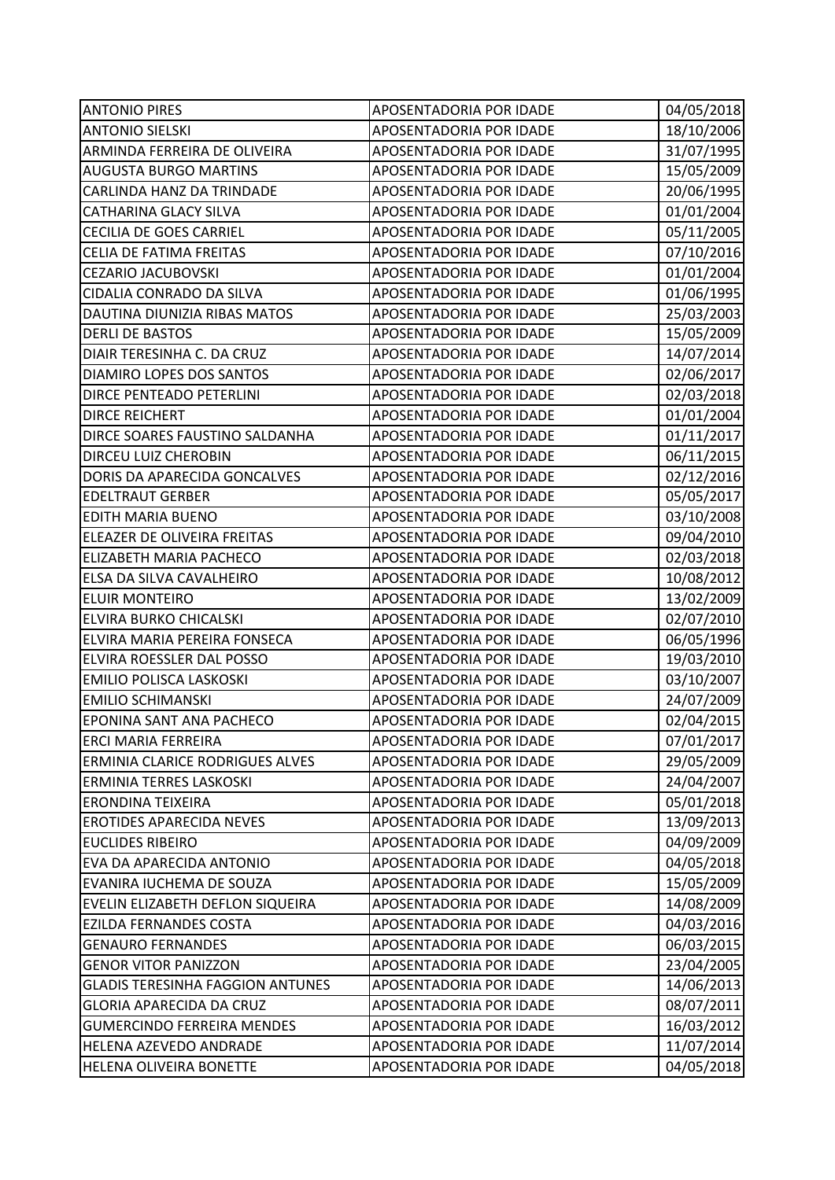| | | |
|---|---|---|
| ANTONIO PIRES | APOSENTADORIA POR IDADE | 04/05/2018 |
| ANTONIO SIELSKI | APOSENTADORIA POR IDADE | 18/10/2006 |
| ARMINDA FERREIRA DE OLIVEIRA | APOSENTADORIA POR IDADE | 31/07/1995 |
| AUGUSTA BURGO MARTINS | APOSENTADORIA POR IDADE | 15/05/2009 |
| CARLINDA HANZ DA TRINDADE | APOSENTADORIA POR IDADE | 20/06/1995 |
| CATHARINA GLACY SILVA | APOSENTADORIA POR IDADE | 01/01/2004 |
| CECILIA DE GOES CARRIEL | APOSENTADORIA POR IDADE | 05/11/2005 |
| CELIA DE FATIMA FREITAS | APOSENTADORIA POR IDADE | 07/10/2016 |
| CEZARIO JACUBOVSKI | APOSENTADORIA POR IDADE | 01/01/2004 |
| CIDALIA CONRADO DA SILVA | APOSENTADORIA POR IDADE | 01/06/1995 |
| DAUTINA DIUNIZIA RIBAS MATOS | APOSENTADORIA POR IDADE | 25/03/2003 |
| DERLI DE BASTOS | APOSENTADORIA POR IDADE | 15/05/2009 |
| DIAIR TERESINHA C. DA CRUZ | APOSENTADORIA POR IDADE | 14/07/2014 |
| DIAMIRO LOPES DOS SANTOS | APOSENTADORIA POR IDADE | 02/06/2017 |
| DIRCE PENTEADO PETERLINI | APOSENTADORIA POR IDADE | 02/03/2018 |
| DIRCE REICHERT | APOSENTADORIA POR IDADE | 01/01/2004 |
| DIRCE SOARES FAUSTINO SALDANHA | APOSENTADORIA POR IDADE | 01/11/2017 |
| DIRCEU LUIZ CHEROBIN | APOSENTADORIA POR IDADE | 06/11/2015 |
| DORIS DA APARECIDA GONCALVES | APOSENTADORIA POR IDADE | 02/12/2016 |
| EDELTRAUT GERBER | APOSENTADORIA POR IDADE | 05/05/2017 |
| EDITH MARIA BUENO | APOSENTADORIA POR IDADE | 03/10/2008 |
| ELEAZER DE OLIVEIRA FREITAS | APOSENTADORIA POR IDADE | 09/04/2010 |
| ELIZABETH MARIA PACHECO | APOSENTADORIA POR IDADE | 02/03/2018 |
| ELSA DA SILVA CAVALHEIRO | APOSENTADORIA POR IDADE | 10/08/2012 |
| ELUIR MONTEIRO | APOSENTADORIA POR IDADE | 13/02/2009 |
| ELVIRA BURKO CHICALSKI | APOSENTADORIA POR IDADE | 02/07/2010 |
| ELVIRA MARIA PEREIRA FONSECA | APOSENTADORIA POR IDADE | 06/05/1996 |
| ELVIRA ROESSLER DAL POSSO | APOSENTADORIA POR IDADE | 19/03/2010 |
| EMILIO POLISCA LASKOSKI | APOSENTADORIA POR IDADE | 03/10/2007 |
| EMILIO SCHIMANSKI | APOSENTADORIA POR IDADE | 24/07/2009 |
| EPONINA SANT ANA PACHECO | APOSENTADORIA POR IDADE | 02/04/2015 |
| ERCI MARIA FERREIRA | APOSENTADORIA POR IDADE | 07/01/2017 |
| ERMINIA CLARICE RODRIGUES ALVES | APOSENTADORIA POR IDADE | 29/05/2009 |
| ERMINIA TERRES LASKOSKI | APOSENTADORIA POR IDADE | 24/04/2007 |
| ERONDINA TEIXEIRA | APOSENTADORIA POR IDADE | 05/01/2018 |
| EROTIDES APARECIDA NEVES | APOSENTADORIA POR IDADE | 13/09/2013 |
| EUCLIDES RIBEIRO | APOSENTADORIA POR IDADE | 04/09/2009 |
| EVA DA APARECIDA ANTONIO | APOSENTADORIA POR IDADE | 04/05/2018 |
| EVANIRA IUCHEMA DE SOUZA | APOSENTADORIA POR IDADE | 15/05/2009 |
| EVELIN ELIZABETH DEFLON SIQUEIRA | APOSENTADORIA POR IDADE | 14/08/2009 |
| EZILDA FERNANDES COSTA | APOSENTADORIA POR IDADE | 04/03/2016 |
| GENAURO FERNANDES | APOSENTADORIA POR IDADE | 06/03/2015 |
| GENOR VITOR PANIZZON | APOSENTADORIA POR IDADE | 23/04/2005 |
| GLADIS TERESINHA FAGGION ANTUNES | APOSENTADORIA POR IDADE | 14/06/2013 |
| GLORIA APARECIDA DA CRUZ | APOSENTADORIA POR IDADE | 08/07/2011 |
| GUMERCINDO FERREIRA MENDES | APOSENTADORIA POR IDADE | 16/03/2012 |
| HELENA AZEVEDO ANDRADE | APOSENTADORIA POR IDADE | 11/07/2014 |
| HELENA OLIVEIRA BONETTE | APOSENTADORIA POR IDADE | 04/05/2018 |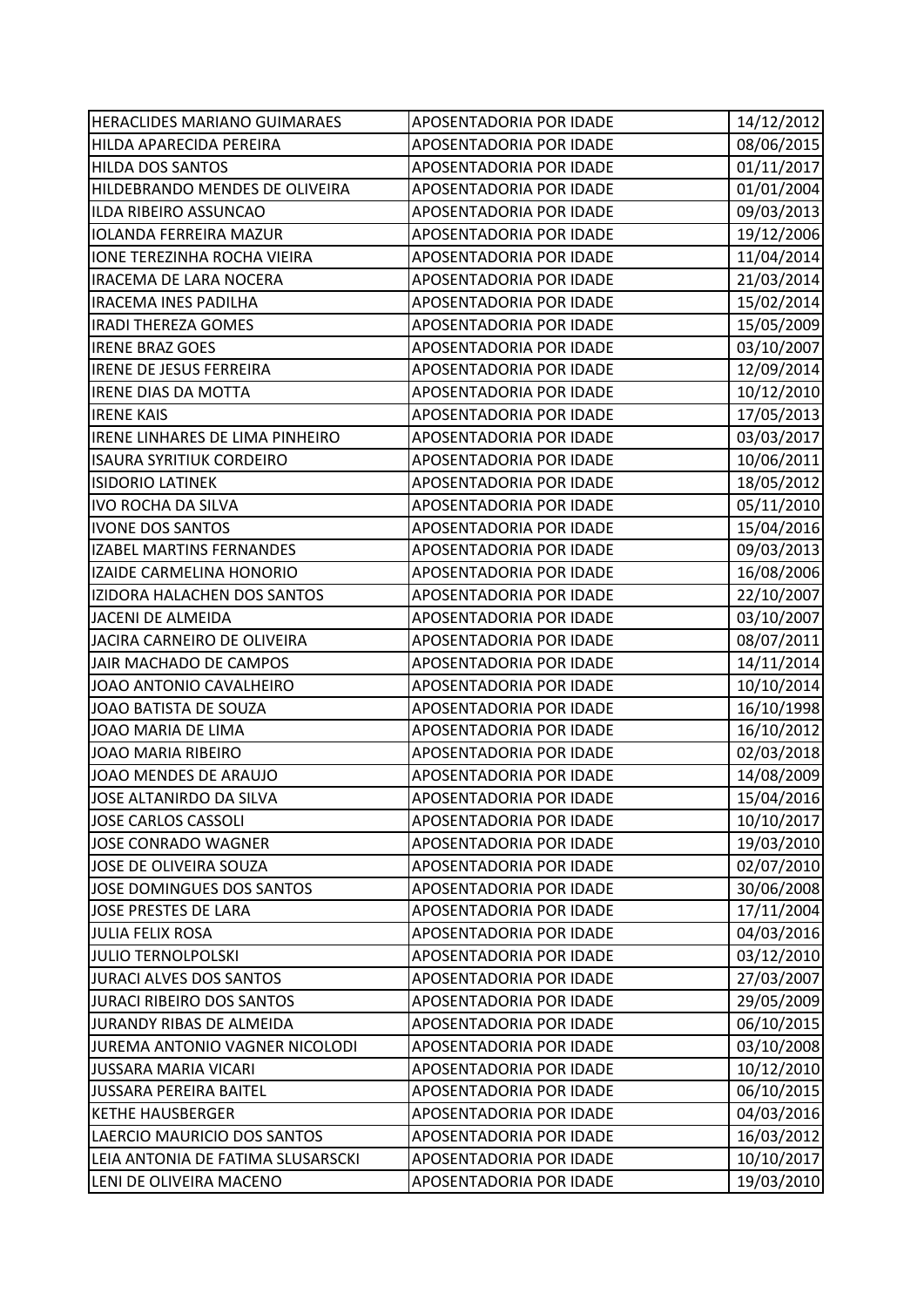| HERACLIDES MARIANO GUIMARAES | APOSENTADORIA POR IDADE | 14/12/2012 |
|---|---|---|
| HILDA APARECIDA PEREIRA | APOSENTADORIA POR IDADE | 08/06/2015 |
| HILDA DOS SANTOS | APOSENTADORIA POR IDADE | 01/11/2017 |
| HILDEBRANDO MENDES DE OLIVEIRA | APOSENTADORIA POR IDADE | 01/01/2004 |
| ILDA RIBEIRO ASSUNCAO | APOSENTADORIA POR IDADE | 09/03/2013 |
| IOLANDA FERREIRA MAZUR | APOSENTADORIA POR IDADE | 19/12/2006 |
| IONE TEREZINHA ROCHA VIEIRA | APOSENTADORIA POR IDADE | 11/04/2014 |
| IRACEMA DE LARA NOCERA | APOSENTADORIA POR IDADE | 21/03/2014 |
| IRACEMA INES PADILHA | APOSENTADORIA POR IDADE | 15/02/2014 |
| IRADI THEREZA GOMES | APOSENTADORIA POR IDADE | 15/05/2009 |
| IRENE BRAZ GOES | APOSENTADORIA POR IDADE | 03/10/2007 |
| IRENE DE JESUS FERREIRA | APOSENTADORIA POR IDADE | 12/09/2014 |
| IRENE DIAS DA MOTTA | APOSENTADORIA POR IDADE | 10/12/2010 |
| IRENE KAIS | APOSENTADORIA POR IDADE | 17/05/2013 |
| IRENE LINHARES DE LIMA PINHEIRO | APOSENTADORIA POR IDADE | 03/03/2017 |
| ISAURA SYRITIUK CORDEIRO | APOSENTADORIA POR IDADE | 10/06/2011 |
| ISIDORIO LATINEK | APOSENTADORIA POR IDADE | 18/05/2012 |
| IVO ROCHA DA SILVA | APOSENTADORIA POR IDADE | 05/11/2010 |
| IVONE DOS SANTOS | APOSENTADORIA POR IDADE | 15/04/2016 |
| IZABEL MARTINS FERNANDES | APOSENTADORIA POR IDADE | 09/03/2013 |
| IZAIDE CARMELINA HONORIO | APOSENTADORIA POR IDADE | 16/08/2006 |
| IZIDORA HALACHEN DOS SANTOS | APOSENTADORIA POR IDADE | 22/10/2007 |
| JACENI DE ALMEIDA | APOSENTADORIA POR IDADE | 03/10/2007 |
| JACIRA CARNEIRO DE OLIVEIRA | APOSENTADORIA POR IDADE | 08/07/2011 |
| JAIR MACHADO DE CAMPOS | APOSENTADORIA POR IDADE | 14/11/2014 |
| JOAO ANTONIO CAVALHEIRO | APOSENTADORIA POR IDADE | 10/10/2014 |
| JOAO BATISTA DE SOUZA | APOSENTADORIA POR IDADE | 16/10/1998 |
| JOAO MARIA DE LIMA | APOSENTADORIA POR IDADE | 16/10/2012 |
| JOAO MARIA RIBEIRO | APOSENTADORIA POR IDADE | 02/03/2018 |
| JOAO MENDES DE ARAUJO | APOSENTADORIA POR IDADE | 14/08/2009 |
| JOSE ALTANIRDO DA SILVA | APOSENTADORIA POR IDADE | 15/04/2016 |
| JOSE CARLOS CASSOLI | APOSENTADORIA POR IDADE | 10/10/2017 |
| JOSE CONRADO WAGNER | APOSENTADORIA POR IDADE | 19/03/2010 |
| JOSE DE OLIVEIRA SOUZA | APOSENTADORIA POR IDADE | 02/07/2010 |
| JOSE DOMINGUES DOS SANTOS | APOSENTADORIA POR IDADE | 30/06/2008 |
| JOSE PRESTES DE LARA | APOSENTADORIA POR IDADE | 17/11/2004 |
| JULIA FELIX ROSA | APOSENTADORIA POR IDADE | 04/03/2016 |
| JULIO TERNOLPOLSKI | APOSENTADORIA POR IDADE | 03/12/2010 |
| JURACI ALVES DOS SANTOS | APOSENTADORIA POR IDADE | 27/03/2007 |
| JURACI RIBEIRO DOS SANTOS | APOSENTADORIA POR IDADE | 29/05/2009 |
| JURANDY RIBAS DE ALMEIDA | APOSENTADORIA POR IDADE | 06/10/2015 |
| JUREMA ANTONIO VAGNER NICOLODI | APOSENTADORIA POR IDADE | 03/10/2008 |
| JUSSARA MARIA VICARI | APOSENTADORIA POR IDADE | 10/12/2010 |
| JUSSARA PEREIRA BAITEL | APOSENTADORIA POR IDADE | 06/10/2015 |
| KETHE HAUSBERGER | APOSENTADORIA POR IDADE | 04/03/2016 |
| LAERCIO MAURICIO DOS SANTOS | APOSENTADORIA POR IDADE | 16/03/2012 |
| LEIA ANTONIA DE FATIMA SLUSARSCKI | APOSENTADORIA POR IDADE | 10/10/2017 |
| LENI DE OLIVEIRA MACENO | APOSENTADORIA POR IDADE | 19/03/2010 |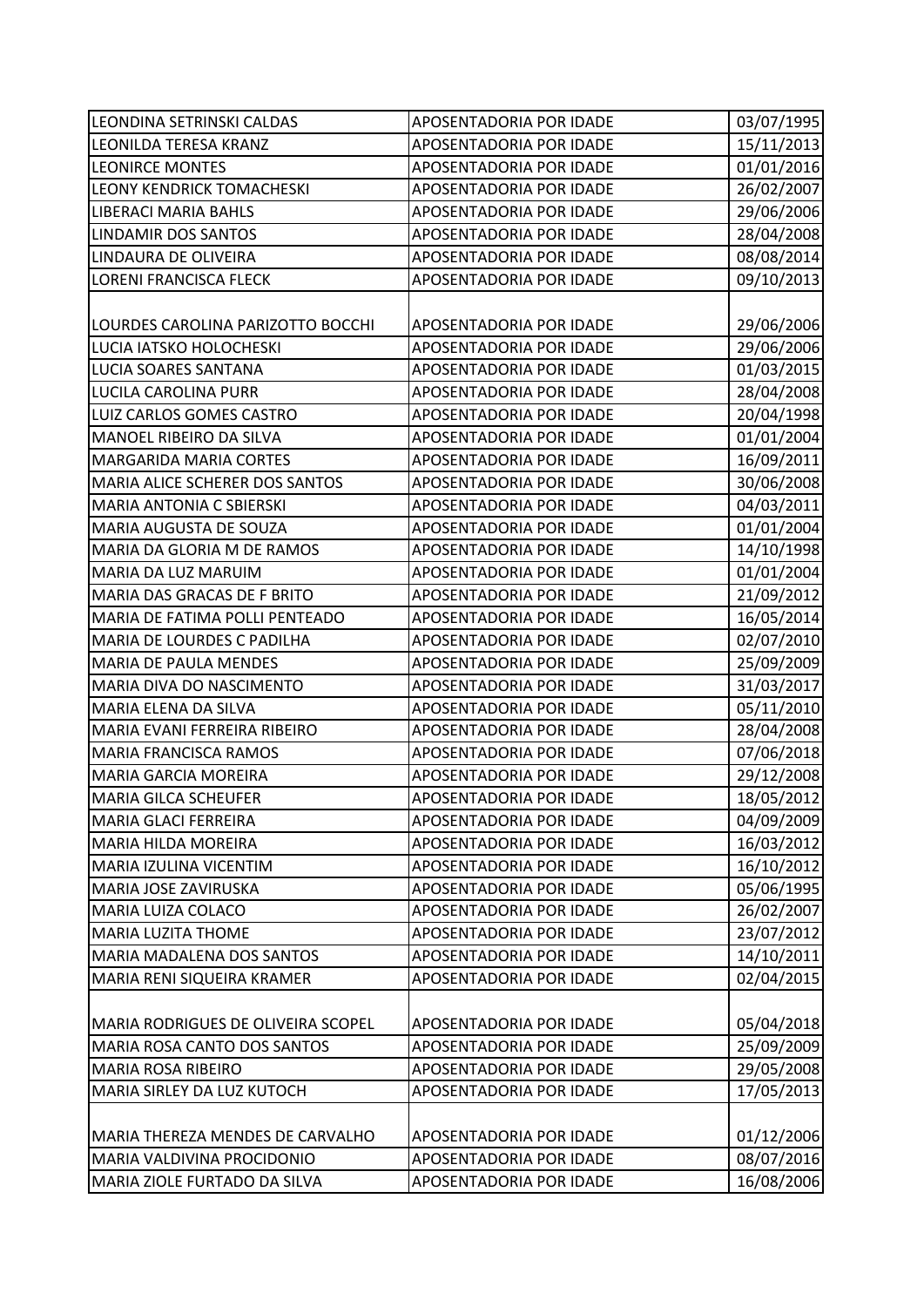| | | |
|---|---|---|
| LEONDINA SETRINSKI CALDAS | APOSENTADORIA POR IDADE | 03/07/1995 |
| LEONILDA TERESA KRANZ | APOSENTADORIA POR IDADE | 15/11/2013 |
| LEONIRCE MONTES | APOSENTADORIA POR IDADE | 01/01/2016 |
| LEONY KENDRICK TOMACHESKI | APOSENTADORIA POR IDADE | 26/02/2007 |
| LIBERACI MARIA BAHLS | APOSENTADORIA POR IDADE | 29/06/2006 |
| LINDAMIR DOS SANTOS | APOSENTADORIA POR IDADE | 28/04/2008 |
| LINDAURA DE OLIVEIRA | APOSENTADORIA POR IDADE | 08/08/2014 |
| LORENI FRANCISCA FLECK | APOSENTADORIA POR IDADE | 09/10/2013 |
| LOURDES CAROLINA PARIZOTTO BOCCHI | APOSENTADORIA POR IDADE | 29/06/2006 |
| LUCIA IATSKO HOLOCHESKI | APOSENTADORIA POR IDADE | 29/06/2006 |
| LUCIA SOARES SANTANA | APOSENTADORIA POR IDADE | 01/03/2015 |
| LUCILA CAROLINA PURR | APOSENTADORIA POR IDADE | 28/04/2008 |
| LUIZ CARLOS GOMES CASTRO | APOSENTADORIA POR IDADE | 20/04/1998 |
| MANOEL RIBEIRO DA SILVA | APOSENTADORIA POR IDADE | 01/01/2004 |
| MARGARIDA MARIA CORTES | APOSENTADORIA POR IDADE | 16/09/2011 |
| MARIA ALICE SCHERER DOS SANTOS | APOSENTADORIA POR IDADE | 30/06/2008 |
| MARIA ANTONIA C SBIERSKI | APOSENTADORIA POR IDADE | 04/03/2011 |
| MARIA AUGUSTA DE SOUZA | APOSENTADORIA POR IDADE | 01/01/2004 |
| MARIA DA GLORIA M DE RAMOS | APOSENTADORIA POR IDADE | 14/10/1998 |
| MARIA DA LUZ MARUIM | APOSENTADORIA POR IDADE | 01/01/2004 |
| MARIA DAS GRACAS DE F BRITO | APOSENTADORIA POR IDADE | 21/09/2012 |
| MARIA DE FATIMA POLLI PENTEADO | APOSENTADORIA POR IDADE | 16/05/2014 |
| MARIA DE LOURDES C PADILHA | APOSENTADORIA POR IDADE | 02/07/2010 |
| MARIA DE PAULA MENDES | APOSENTADORIA POR IDADE | 25/09/2009 |
| MARIA DIVA DO NASCIMENTO | APOSENTADORIA POR IDADE | 31/03/2017 |
| MARIA ELENA DA SILVA | APOSENTADORIA POR IDADE | 05/11/2010 |
| MARIA EVANI FERREIRA RIBEIRO | APOSENTADORIA POR IDADE | 28/04/2008 |
| MARIA FRANCISCA RAMOS | APOSENTADORIA POR IDADE | 07/06/2018 |
| MARIA GARCIA MOREIRA | APOSENTADORIA POR IDADE | 29/12/2008 |
| MARIA GILCA SCHEUFER | APOSENTADORIA POR IDADE | 18/05/2012 |
| MARIA GLACI FERREIRA | APOSENTADORIA POR IDADE | 04/09/2009 |
| MARIA HILDA MOREIRA | APOSENTADORIA POR IDADE | 16/03/2012 |
| MARIA IZULINA VICENTIM | APOSENTADORIA POR IDADE | 16/10/2012 |
| MARIA JOSE ZAVIRUSKA | APOSENTADORIA POR IDADE | 05/06/1995 |
| MARIA LUIZA COLACO | APOSENTADORIA POR IDADE | 26/02/2007 |
| MARIA LUZITA THOME | APOSENTADORIA POR IDADE | 23/07/2012 |
| MARIA MADALENA DOS SANTOS | APOSENTADORIA POR IDADE | 14/10/2011 |
| MARIA RENI SIQUEIRA KRAMER | APOSENTADORIA POR IDADE | 02/04/2015 |
| MARIA RODRIGUES DE OLIVEIRA SCOPEL | APOSENTADORIA POR IDADE | 05/04/2018 |
| MARIA ROSA CANTO DOS SANTOS | APOSENTADORIA POR IDADE | 25/09/2009 |
| MARIA ROSA RIBEIRO | APOSENTADORIA POR IDADE | 29/05/2008 |
| MARIA SIRLEY DA LUZ KUTOCH | APOSENTADORIA POR IDADE | 17/05/2013 |
| MARIA THEREZA MENDES DE CARVALHO | APOSENTADORIA POR IDADE | 01/12/2006 |
| MARIA VALDIVINA PROCIDONIO | APOSENTADORIA POR IDADE | 08/07/2016 |
| MARIA ZIOLE FURTADO DA SILVA | APOSENTADORIA POR IDADE | 16/08/2006 |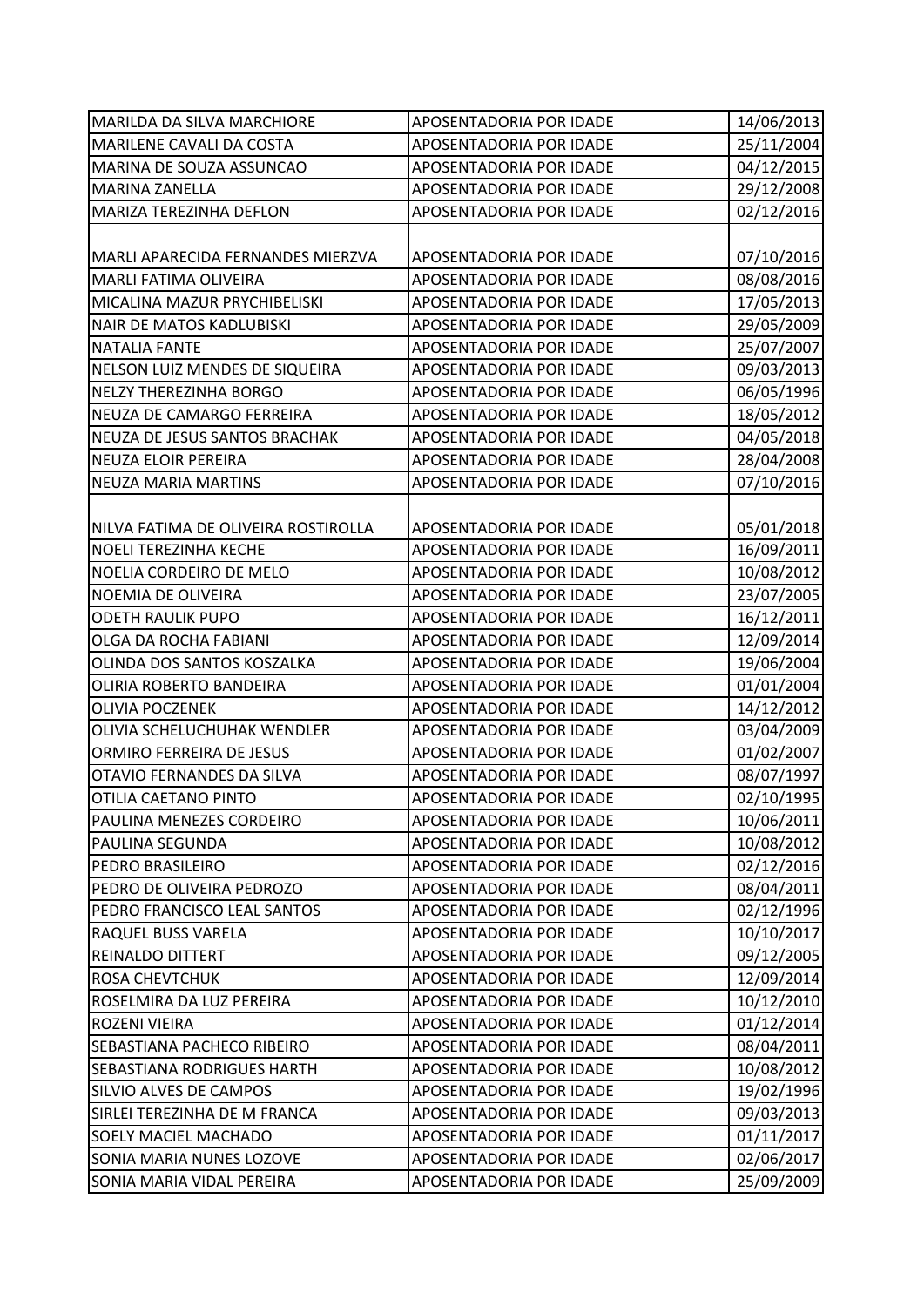| | | |
|---|---|---|
| MARILDA DA SILVA MARCHIORE | APOSENTADORIA POR IDADE | 14/06/2013 |
| MARILENE CAVALI DA COSTA | APOSENTADORIA POR IDADE | 25/11/2004 |
| MARINA DE SOUZA ASSUNCAO | APOSENTADORIA POR IDADE | 04/12/2015 |
| MARINA ZANELLA | APOSENTADORIA POR IDADE | 29/12/2008 |
| MARIZA TEREZINHA DEFLON | APOSENTADORIA POR IDADE | 02/12/2016 |
| MARLI APARECIDA FERNANDES MIERZVA | APOSENTADORIA POR IDADE | 07/10/2016 |
| MARLI FATIMA OLIVEIRA | APOSENTADORIA POR IDADE | 08/08/2016 |
| MICALINA MAZUR PRYCHIBELISKI | APOSENTADORIA POR IDADE | 17/05/2013 |
| NAIR DE MATOS KADLUBISKI | APOSENTADORIA POR IDADE | 29/05/2009 |
| NATALIA FANTE | APOSENTADORIA POR IDADE | 25/07/2007 |
| NELSON LUIZ MENDES DE SIQUEIRA | APOSENTADORIA POR IDADE | 09/03/2013 |
| NELZY THEREZINHA BORGO | APOSENTADORIA POR IDADE | 06/05/1996 |
| NEUZA DE CAMARGO FERREIRA | APOSENTADORIA POR IDADE | 18/05/2012 |
| NEUZA DE JESUS SANTOS BRACHAK | APOSENTADORIA POR IDADE | 04/05/2018 |
| NEUZA ELOIR PEREIRA | APOSENTADORIA POR IDADE | 28/04/2008 |
| NEUZA MARIA MARTINS | APOSENTADORIA POR IDADE | 07/10/2016 |
| NILVA FATIMA DE OLIVEIRA ROSTIROLLA | APOSENTADORIA POR IDADE | 05/01/2018 |
| NOELI TEREZINHA KECHE | APOSENTADORIA POR IDADE | 16/09/2011 |
| NOELIA CORDEIRO DE MELO | APOSENTADORIA POR IDADE | 10/08/2012 |
| NOEMIA DE OLIVEIRA | APOSENTADORIA POR IDADE | 23/07/2005 |
| ODETH RAULIK PUPO | APOSENTADORIA POR IDADE | 16/12/2011 |
| OLGA DA ROCHA FABIANI | APOSENTADORIA POR IDADE | 12/09/2014 |
| OLINDA DOS SANTOS KOSZALKA | APOSENTADORIA POR IDADE | 19/06/2004 |
| OLIRIA ROBERTO BANDEIRA | APOSENTADORIA POR IDADE | 01/01/2004 |
| OLIVIA POCZENEK | APOSENTADORIA POR IDADE | 14/12/2012 |
| OLIVIA SCHELUCHUHAK WENDLER | APOSENTADORIA POR IDADE | 03/04/2009 |
| ORMIRO FERREIRA DE JESUS | APOSENTADORIA POR IDADE | 01/02/2007 |
| OTAVIO FERNANDES DA SILVA | APOSENTADORIA POR IDADE | 08/07/1997 |
| OTILIA CAETANO PINTO | APOSENTADORIA POR IDADE | 02/10/1995 |
| PAULINA MENEZES CORDEIRO | APOSENTADORIA POR IDADE | 10/06/2011 |
| PAULINA SEGUNDA | APOSENTADORIA POR IDADE | 10/08/2012 |
| PEDRO BRASILEIRO | APOSENTADORIA POR IDADE | 02/12/2016 |
| PEDRO DE OLIVEIRA PEDROZO | APOSENTADORIA POR IDADE | 08/04/2011 |
| PEDRO FRANCISCO LEAL SANTOS | APOSENTADORIA POR IDADE | 02/12/1996 |
| RAQUEL BUSS VARELA | APOSENTADORIA POR IDADE | 10/10/2017 |
| REINALDO DITTERT | APOSENTADORIA POR IDADE | 09/12/2005 |
| ROSA CHEVTCHUK | APOSENTADORIA POR IDADE | 12/09/2014 |
| ROSELMIRA DA LUZ PEREIRA | APOSENTADORIA POR IDADE | 10/12/2010 |
| ROZENI VIEIRA | APOSENTADORIA POR IDADE | 01/12/2014 |
| SEBASTIANA PACHECO RIBEIRO | APOSENTADORIA POR IDADE | 08/04/2011 |
| SEBASTIANA RODRIGUES HARTH | APOSENTADORIA POR IDADE | 10/08/2012 |
| SILVIO ALVES DE CAMPOS | APOSENTADORIA POR IDADE | 19/02/1996 |
| SIRLEI TEREZINHA DE M FRANCA | APOSENTADORIA POR IDADE | 09/03/2013 |
| SOELY MACIEL MACHADO | APOSENTADORIA POR IDADE | 01/11/2017 |
| SONIA MARIA NUNES LOZOVE | APOSENTADORIA POR IDADE | 02/06/2017 |
| SONIA MARIA VIDAL PEREIRA | APOSENTADORIA POR IDADE | 25/09/2009 |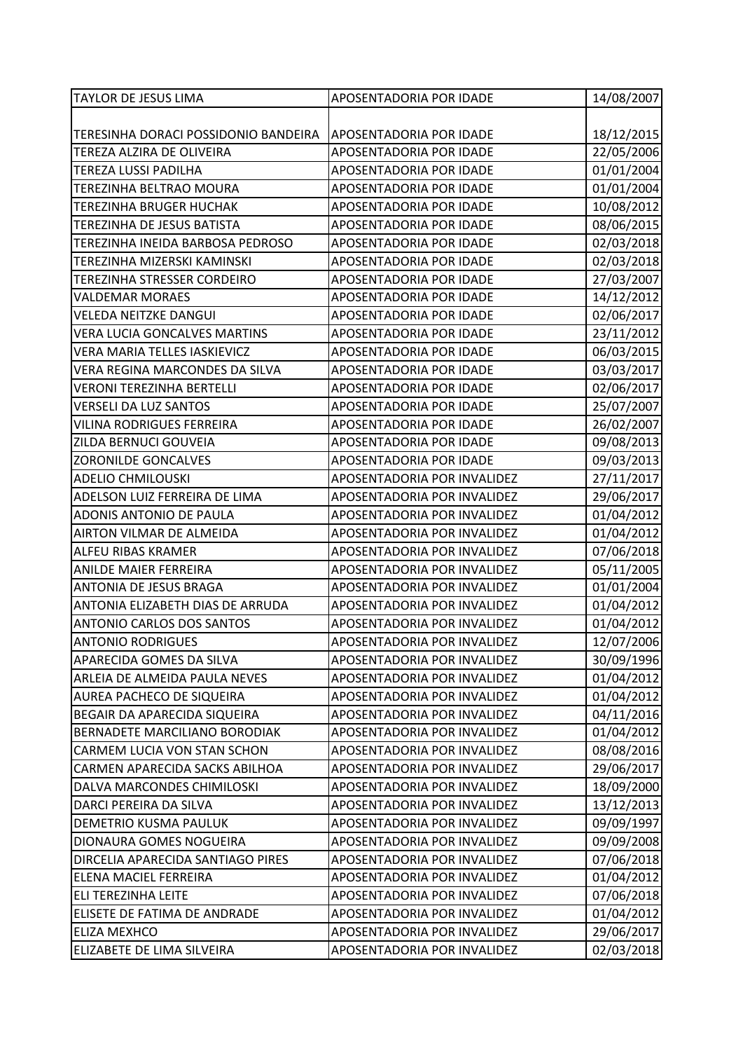| TAYLOR DE JESUS LIMA | APOSENTADORIA POR IDADE | 14/08/2007 |
|---|---|---|
| TERESINHA DORACI POSSIDONIO BANDEIRA | APOSENTADORIA POR IDADE | 18/12/2015 |
| TEREZA ALZIRA DE OLIVEIRA | APOSENTADORIA POR IDADE | 22/05/2006 |
| TEREZA LUSSI PADILHA | APOSENTADORIA POR IDADE | 01/01/2004 |
| TEREZINHA BELTRAO MOURA | APOSENTADORIA POR IDADE | 01/01/2004 |
| TEREZINHA BRUGER HUCHAK | APOSENTADORIA POR IDADE | 10/08/2012 |
| TEREZINHA DE JESUS BATISTA | APOSENTADORIA POR IDADE | 08/06/2015 |
| TEREZINHA INEIDA BARBOSA PEDROSO | APOSENTADORIA POR IDADE | 02/03/2018 |
| TEREZINHA MIZERSKI KAMINSKI | APOSENTADORIA POR IDADE | 02/03/2018 |
| TEREZINHA STRESSER CORDEIRO | APOSENTADORIA POR IDADE | 27/03/2007 |
| VALDEMAR MORAES | APOSENTADORIA POR IDADE | 14/12/2012 |
| VELEDA NEITZKE DANGUI | APOSENTADORIA POR IDADE | 02/06/2017 |
| VERA LUCIA GONCALVES MARTINS | APOSENTADORIA POR IDADE | 23/11/2012 |
| VERA MARIA TELLES IASKIEVICZ | APOSENTADORIA POR IDADE | 06/03/2015 |
| VERA REGINA MARCONDES DA SILVA | APOSENTADORIA POR IDADE | 03/03/2017 |
| VERONI TEREZINHA BERTELLI | APOSENTADORIA POR IDADE | 02/06/2017 |
| VERSELI DA LUZ SANTOS | APOSENTADORIA POR IDADE | 25/07/2007 |
| VILINA RODRIGUES FERREIRA | APOSENTADORIA POR IDADE | 26/02/2007 |
| ZILDA BERNUCI GOUVEIA | APOSENTADORIA POR IDADE | 09/08/2013 |
| ZORONILDE GONCALVES | APOSENTADORIA POR IDADE | 09/03/2013 |
| ADELIO CHMILOUSKI | APOSENTADORIA POR INVALIDEZ | 27/11/2017 |
| ADELSON LUIZ FERREIRA DE LIMA | APOSENTADORIA POR INVALIDEZ | 29/06/2017 |
| ADONIS ANTONIO DE PAULA | APOSENTADORIA POR INVALIDEZ | 01/04/2012 |
| AIRTON VILMAR DE ALMEIDA | APOSENTADORIA POR INVALIDEZ | 01/04/2012 |
| ALFEU RIBAS KRAMER | APOSENTADORIA POR INVALIDEZ | 07/06/2018 |
| ANILDE MAIER FERREIRA | APOSENTADORIA POR INVALIDEZ | 05/11/2005 |
| ANTONIA DE JESUS BRAGA | APOSENTADORIA POR INVALIDEZ | 01/01/2004 |
| ANTONIA ELIZABETH DIAS DE ARRUDA | APOSENTADORIA POR INVALIDEZ | 01/04/2012 |
| ANTONIO CARLOS DOS SANTOS | APOSENTADORIA POR INVALIDEZ | 01/04/2012 |
| ANTONIO RODRIGUES | APOSENTADORIA POR INVALIDEZ | 12/07/2006 |
| APARECIDA GOMES DA SILVA | APOSENTADORIA POR INVALIDEZ | 30/09/1996 |
| ARLEIA DE ALMEIDA PAULA NEVES | APOSENTADORIA POR INVALIDEZ | 01/04/2012 |
| AUREA PACHECO DE SIQUEIRA | APOSENTADORIA POR INVALIDEZ | 01/04/2012 |
| BEGAIR DA APARECIDA SIQUEIRA | APOSENTADORIA POR INVALIDEZ | 04/11/2016 |
| BERNADETE MARCILIANO BORODIAK | APOSENTADORIA POR INVALIDEZ | 01/04/2012 |
| CARMEM LUCIA VON STAN SCHON | APOSENTADORIA POR INVALIDEZ | 08/08/2016 |
| CARMEN APARECIDA SACKS ABILHOA | APOSENTADORIA POR INVALIDEZ | 29/06/2017 |
| DALVA MARCONDES CHIMILOSKI | APOSENTADORIA POR INVALIDEZ | 18/09/2000 |
| DARCI PEREIRA DA SILVA | APOSENTADORIA POR INVALIDEZ | 13/12/2013 |
| DEMETRIO KUSMA PAULUK | APOSENTADORIA POR INVALIDEZ | 09/09/1997 |
| DIONAURA GOMES NOGUEIRA | APOSENTADORIA POR INVALIDEZ | 09/09/2008 |
| DIRCELIA APARECIDA SANTIAGO PIRES | APOSENTADORIA POR INVALIDEZ | 07/06/2018 |
| ELENA MACIEL FERREIRA | APOSENTADORIA POR INVALIDEZ | 01/04/2012 |
| ELI TEREZINHA LEITE | APOSENTADORIA POR INVALIDEZ | 07/06/2018 |
| ELISETE DE FATIMA DE ANDRADE | APOSENTADORIA POR INVALIDEZ | 01/04/2012 |
| ELIZA MEXHCO | APOSENTADORIA POR INVALIDEZ | 29/06/2017 |
| ELIZABETE DE LIMA SILVEIRA | APOSENTADORIA POR INVALIDEZ | 02/03/2018 |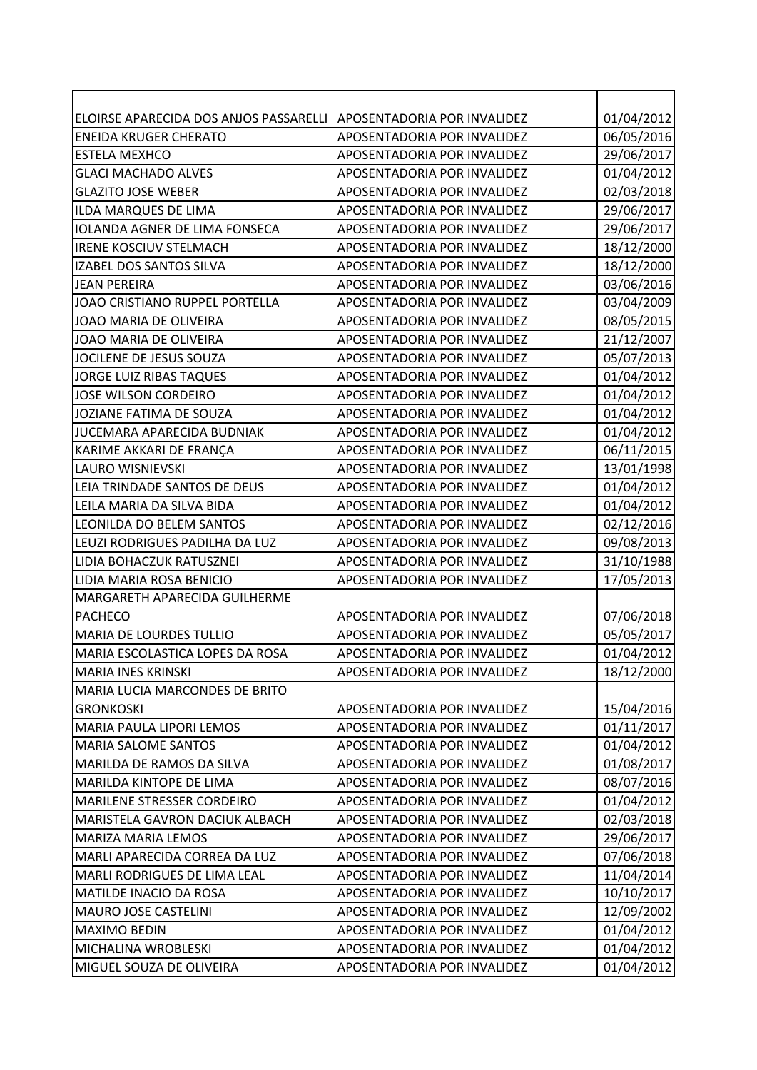| | | |
|---|---|---|
| ELOIRSE APARECIDA DOS ANJOS PASSARELLI | APOSENTADORIA POR INVALIDEZ | 01/04/2012 |
| ENEIDA KRUGER CHERATO | APOSENTADORIA POR INVALIDEZ | 06/05/2016 |
| ESTELA MEXHCO | APOSENTADORIA POR INVALIDEZ | 29/06/2017 |
| GLACI MACHADO ALVES | APOSENTADORIA POR INVALIDEZ | 01/04/2012 |
| GLAZITO JOSE WEBER | APOSENTADORIA POR INVALIDEZ | 02/03/2018 |
| ILDA MARQUES DE LIMA | APOSENTADORIA POR INVALIDEZ | 29/06/2017 |
| IOLANDA AGNER DE LIMA FONSECA | APOSENTADORIA POR INVALIDEZ | 29/06/2017 |
| IRENE KOSCIUV STELMACH | APOSENTADORIA POR INVALIDEZ | 18/12/2000 |
| IZABEL DOS SANTOS SILVA | APOSENTADORIA POR INVALIDEZ | 18/12/2000 |
| JEAN PEREIRA | APOSENTADORIA POR INVALIDEZ | 03/06/2016 |
| JOAO CRISTIANO RUPPEL PORTELLA | APOSENTADORIA POR INVALIDEZ | 03/04/2009 |
| JOAO MARIA DE OLIVEIRA | APOSENTADORIA POR INVALIDEZ | 08/05/2015 |
| JOAO MARIA DE OLIVEIRA | APOSENTADORIA POR INVALIDEZ | 21/12/2007 |
| JOCILENE DE JESUS SOUZA | APOSENTADORIA POR INVALIDEZ | 05/07/2013 |
| JORGE LUIZ RIBAS TAQUES | APOSENTADORIA POR INVALIDEZ | 01/04/2012 |
| JOSE WILSON CORDEIRO | APOSENTADORIA POR INVALIDEZ | 01/04/2012 |
| JOZIANE FATIMA DE SOUZA | APOSENTADORIA POR INVALIDEZ | 01/04/2012 |
| JUCEMARA APARECIDA BUDNIAK | APOSENTADORIA POR INVALIDEZ | 01/04/2012 |
| KARIME AKKARI DE FRANÇA | APOSENTADORIA POR INVALIDEZ | 06/11/2015 |
| LAURO WISNIEVSKI | APOSENTADORIA POR INVALIDEZ | 13/01/1998 |
| LEIA TRINDADE SANTOS DE DEUS | APOSENTADORIA POR INVALIDEZ | 01/04/2012 |
| LEILA MARIA DA SILVA BIDA | APOSENTADORIA POR INVALIDEZ | 01/04/2012 |
| LEONILDA DO BELEM SANTOS | APOSENTADORIA POR INVALIDEZ | 02/12/2016 |
| LEUZI RODRIGUES PADILHA DA LUZ | APOSENTADORIA POR INVALIDEZ | 09/08/2013 |
| LIDIA BOHACZUK RATUSZNEI | APOSENTADORIA POR INVALIDEZ | 31/10/1988 |
| LIDIA MARIA ROSA BENICIO | APOSENTADORIA POR INVALIDEZ | 17/05/2013 |
| MARGARETH APARECIDA GUILHERME PACHECO | APOSENTADORIA POR INVALIDEZ | 07/06/2018 |
| MARIA DE LOURDES TULLIO | APOSENTADORIA POR INVALIDEZ | 05/05/2017 |
| MARIA ESCOLASTICA LOPES DA ROSA | APOSENTADORIA POR INVALIDEZ | 01/04/2012 |
| MARIA INES KRINSKI | APOSENTADORIA POR INVALIDEZ | 18/12/2000 |
| MARIA LUCIA MARCONDES DE BRITO GRONKOSKI | APOSENTADORIA POR INVALIDEZ | 15/04/2016 |
| MARIA PAULA LIPORI LEMOS | APOSENTADORIA POR INVALIDEZ | 01/11/2017 |
| MARIA SALOME SANTOS | APOSENTADORIA POR INVALIDEZ | 01/04/2012 |
| MARILDA DE RAMOS DA SILVA | APOSENTADORIA POR INVALIDEZ | 01/08/2017 |
| MARILDA KINTOPE DE LIMA | APOSENTADORIA POR INVALIDEZ | 08/07/2016 |
| MARILENE STRESSER CORDEIRO | APOSENTADORIA POR INVALIDEZ | 01/04/2012 |
| MARISTELA GAVRON DACIUK ALBACH | APOSENTADORIA POR INVALIDEZ | 02/03/2018 |
| MARIZA MARIA LEMOS | APOSENTADORIA POR INVALIDEZ | 29/06/2017 |
| MARLI APARECIDA CORREA DA LUZ | APOSENTADORIA POR INVALIDEZ | 07/06/2018 |
| MARLI RODRIGUES DE LIMA LEAL | APOSENTADORIA POR INVALIDEZ | 11/04/2014 |
| MATILDE INACIO DA ROSA | APOSENTADORIA POR INVALIDEZ | 10/10/2017 |
| MAURO JOSE CASTELINI | APOSENTADORIA POR INVALIDEZ | 12/09/2002 |
| MAXIMO BEDIN | APOSENTADORIA POR INVALIDEZ | 01/04/2012 |
| MICHALINA WROBLESKI | APOSENTADORIA POR INVALIDEZ | 01/04/2012 |
| MIGUEL SOUZA DE OLIVEIRA | APOSENTADORIA POR INVALIDEZ | 01/04/2012 |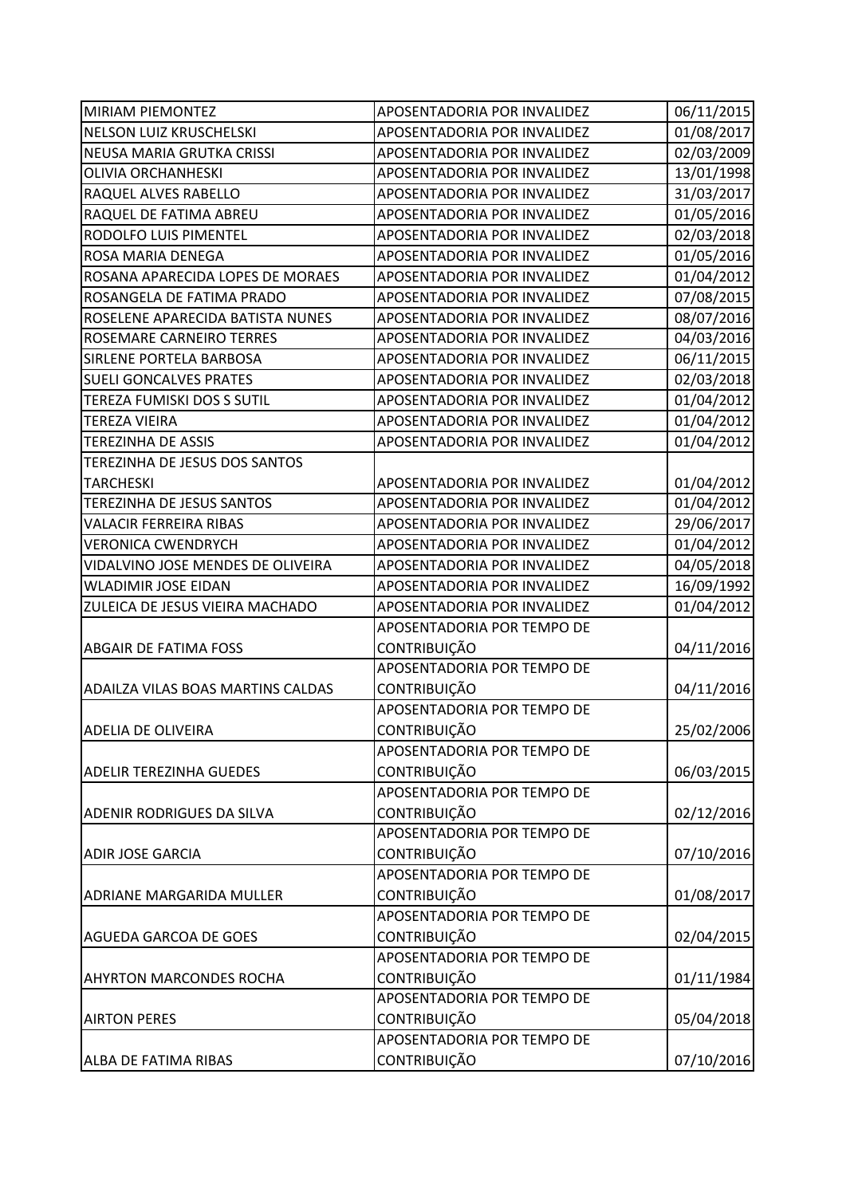| | | |
|---|---|---|
| MIRIAM PIEMONTEZ | APOSENTADORIA POR INVALIDEZ | 06/11/2015 |
| NELSON LUIZ KRUSCHELSKI | APOSENTADORIA POR INVALIDEZ | 01/08/2017 |
| NEUSA MARIA GRUTKA CRISSI | APOSENTADORIA POR INVALIDEZ | 02/03/2009 |
| OLIVIA ORCHANHESKI | APOSENTADORIA POR INVALIDEZ | 13/01/1998 |
| RAQUEL ALVES RABELLO | APOSENTADORIA POR INVALIDEZ | 31/03/2017 |
| RAQUEL DE FATIMA ABREU | APOSENTADORIA POR INVALIDEZ | 01/05/2016 |
| RODOLFO LUIS PIMENTEL | APOSENTADORIA POR INVALIDEZ | 02/03/2018 |
| ROSA MARIA DENEGA | APOSENTADORIA POR INVALIDEZ | 01/05/2016 |
| ROSANA APARECIDA LOPES DE MORAES | APOSENTADORIA POR INVALIDEZ | 01/04/2012 |
| ROSANGELA DE FATIMA PRADO | APOSENTADORIA POR INVALIDEZ | 07/08/2015 |
| ROSELENE APARECIDA BATISTA NUNES | APOSENTADORIA POR INVALIDEZ | 08/07/2016 |
| ROSEMARE CARNEIRO TERRES | APOSENTADORIA POR INVALIDEZ | 04/03/2016 |
| SIRLENE PORTELA BARBOSA | APOSENTADORIA POR INVALIDEZ | 06/11/2015 |
| SUELI GONCALVES PRATES | APOSENTADORIA POR INVALIDEZ | 02/03/2018 |
| TEREZA FUMISKI DOS S SUTIL | APOSENTADORIA POR INVALIDEZ | 01/04/2012 |
| TEREZA VIEIRA | APOSENTADORIA POR INVALIDEZ | 01/04/2012 |
| TEREZINHA DE ASSIS | APOSENTADORIA POR INVALIDEZ | 01/04/2012 |
| TEREZINHA DE JESUS DOS SANTOS TARCHESKI | APOSENTADORIA POR INVALIDEZ | 01/04/2012 |
| TEREZINHA DE JESUS SANTOS | APOSENTADORIA POR INVALIDEZ | 01/04/2012 |
| VALACIR FERREIRA RIBAS | APOSENTADORIA POR INVALIDEZ | 29/06/2017 |
| VERONICA CWENDRYCH | APOSENTADORIA POR INVALIDEZ | 01/04/2012 |
| VIDALVINO JOSE MENDES DE OLIVEIRA | APOSENTADORIA POR INVALIDEZ | 04/05/2018 |
| WLADIMIR JOSE EIDAN | APOSENTADORIA POR INVALIDEZ | 16/09/1992 |
| ZULEICA DE JESUS VIEIRA MACHADO | APOSENTADORIA POR INVALIDEZ | 01/04/2012 |
| ABGAIR DE FATIMA FOSS | APOSENTADORIA POR TEMPO DE CONTRIBUIÇÃO | 04/11/2016 |
| ADAILZA VILAS BOAS MARTINS CALDAS | APOSENTADORIA POR TEMPO DE CONTRIBUIÇÃO | 04/11/2016 |
| ADELIA DE OLIVEIRA | APOSENTADORIA POR TEMPO DE CONTRIBUIÇÃO | 25/02/2006 |
| ADELIR TEREZINHA GUEDES | APOSENTADORIA POR TEMPO DE CONTRIBUIÇÃO | 06/03/2015 |
| ADENIR RODRIGUES DA SILVA | APOSENTADORIA POR TEMPO DE CONTRIBUIÇÃO | 02/12/2016 |
| ADIR JOSE GARCIA | APOSENTADORIA POR TEMPO DE CONTRIBUIÇÃO | 07/10/2016 |
| ADRIANE MARGARIDA MULLER | APOSENTADORIA POR TEMPO DE CONTRIBUIÇÃO | 01/08/2017 |
| AGUEDA GARCOA DE GOES | APOSENTADORIA POR TEMPO DE CONTRIBUIÇÃO | 02/04/2015 |
| AHYRTON MARCONDES ROCHA | APOSENTADORIA POR TEMPO DE CONTRIBUIÇÃO | 01/11/1984 |
| AIRTON PERES | APOSENTADORIA POR TEMPO DE CONTRIBUIÇÃO | 05/04/2018 |
| ALBA DE FATIMA RIBAS | APOSENTADORIA POR TEMPO DE CONTRIBUIÇÃO | 07/10/2016 |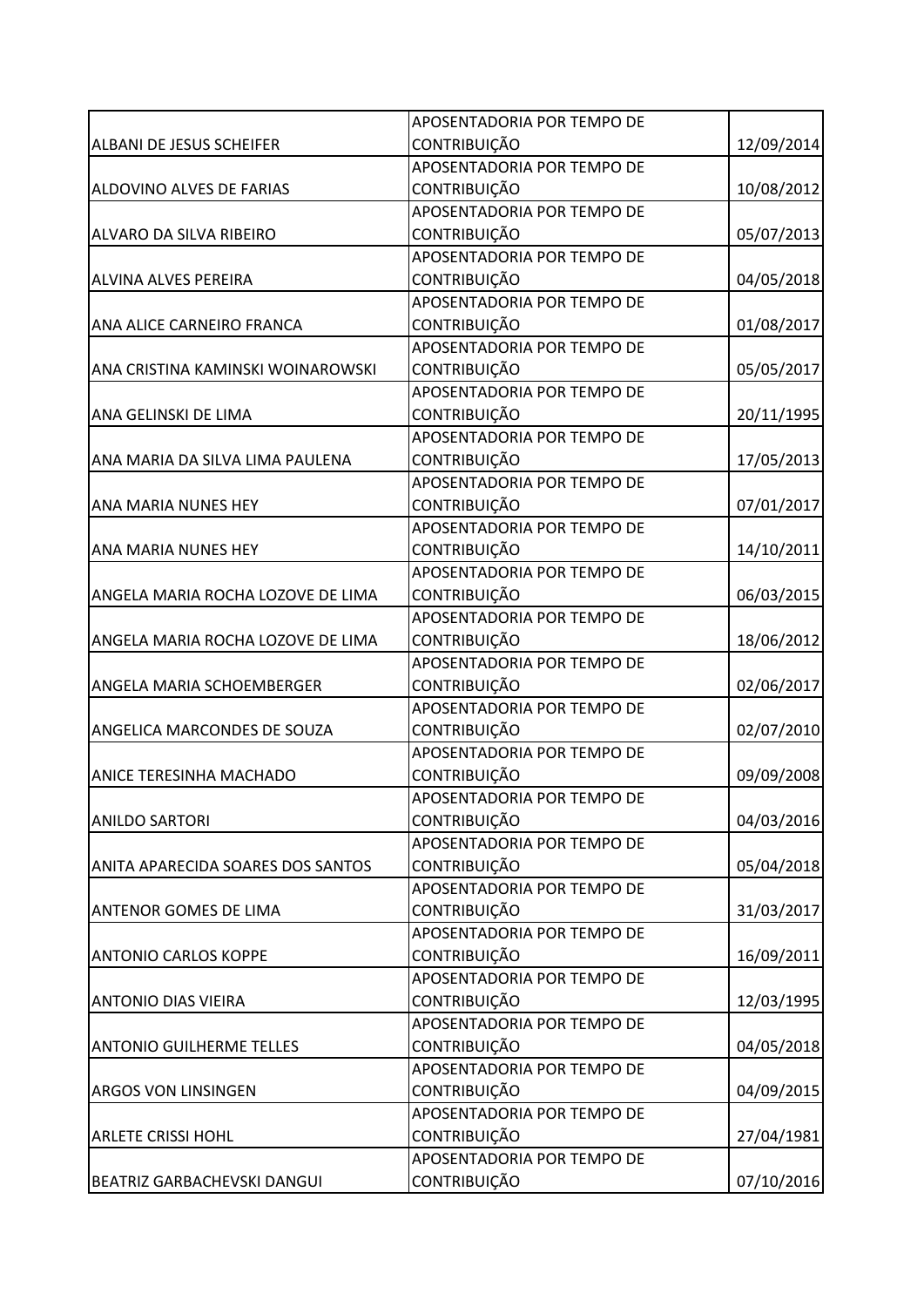| | | |
|---|---|---|
| ALBANI DE JESUS SCHEIFER | APOSENTADORIA POR TEMPO DE CONTRIBUIÇÃO | 12/09/2014 |
| ALDOVINO ALVES DE FARIAS | APOSENTADORIA POR TEMPO DE CONTRIBUIÇÃO | 10/08/2012 |
| ALVARO DA SILVA RIBEIRO | APOSENTADORIA POR TEMPO DE CONTRIBUIÇÃO | 05/07/2013 |
| ALVINA ALVES PEREIRA | APOSENTADORIA POR TEMPO DE CONTRIBUIÇÃO | 04/05/2018 |
| ANA ALICE CARNEIRO FRANCA | APOSENTADORIA POR TEMPO DE CONTRIBUIÇÃO | 01/08/2017 |
| ANA CRISTINA KAMINSKI WOINAROWSKI | APOSENTADORIA POR TEMPO DE CONTRIBUIÇÃO | 05/05/2017 |
| ANA GELINSKI DE LIMA | APOSENTADORIA POR TEMPO DE CONTRIBUIÇÃO | 20/11/1995 |
| ANA MARIA DA SILVA LIMA PAULENA | APOSENTADORIA POR TEMPO DE CONTRIBUIÇÃO | 17/05/2013 |
| ANA MARIA NUNES HEY | APOSENTADORIA POR TEMPO DE CONTRIBUIÇÃO | 07/01/2017 |
| ANA MARIA NUNES HEY | APOSENTADORIA POR TEMPO DE CONTRIBUIÇÃO | 14/10/2011 |
| ANGELA MARIA ROCHA LOZOVE DE LIMA | APOSENTADORIA POR TEMPO DE CONTRIBUIÇÃO | 06/03/2015 |
| ANGELA MARIA ROCHA LOZOVE DE LIMA | APOSENTADORIA POR TEMPO DE CONTRIBUIÇÃO | 18/06/2012 |
| ANGELA MARIA SCHOEMBERGER | APOSENTADORIA POR TEMPO DE CONTRIBUIÇÃO | 02/06/2017 |
| ANGELICA MARCONDES DE SOUZA | APOSENTADORIA POR TEMPO DE CONTRIBUIÇÃO | 02/07/2010 |
| ANICE TERESINHA MACHADO | APOSENTADORIA POR TEMPO DE CONTRIBUIÇÃO | 09/09/2008 |
| ANILDO SARTORI | APOSENTADORIA POR TEMPO DE CONTRIBUIÇÃO | 04/03/2016 |
| ANITA APARECIDA SOARES DOS SANTOS | APOSENTADORIA POR TEMPO DE CONTRIBUIÇÃO | 05/04/2018 |
| ANTENOR GOMES DE LIMA | APOSENTADORIA POR TEMPO DE CONTRIBUIÇÃO | 31/03/2017 |
| ANTONIO CARLOS KOPPE | APOSENTADORIA POR TEMPO DE CONTRIBUIÇÃO | 16/09/2011 |
| ANTONIO DIAS VIEIRA | APOSENTADORIA POR TEMPO DE CONTRIBUIÇÃO | 12/03/1995 |
| ANTONIO GUILHERME TELLES | APOSENTADORIA POR TEMPO DE CONTRIBUIÇÃO | 04/05/2018 |
| ARGOS VON LINSINGEN | APOSENTADORIA POR TEMPO DE CONTRIBUIÇÃO | 04/09/2015 |
| ARLETE CRISSI HOHL | APOSENTADORIA POR TEMPO DE CONTRIBUIÇÃO | 27/04/1981 |
| BEATRIZ GARBACHEVSKI DANGUI | APOSENTADORIA POR TEMPO DE CONTRIBUIÇÃO | 07/10/2016 |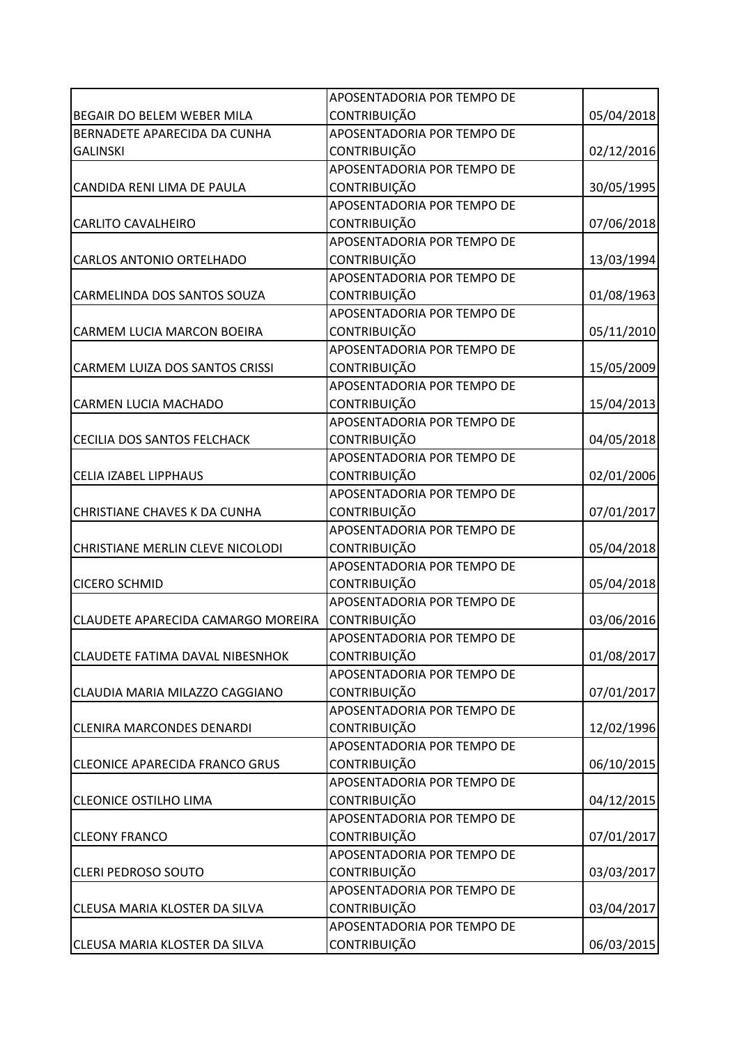| | | |
|---|---|---|
| BEGAIR DO BELEM WEBER MILA | APOSENTADORIA POR TEMPO DE CONTRIBUIÇÃO | 05/04/2018 |
| BERNADETE APARECIDA DA CUNHA GALINSKI | APOSENTADORIA POR TEMPO DE CONTRIBUIÇÃO | 02/12/2016 |
| CANDIDA RENI LIMA DE PAULA | APOSENTADORIA POR TEMPO DE CONTRIBUIÇÃO | 30/05/1995 |
| CARLITO CAVALHEIRO | APOSENTADORIA POR TEMPO DE CONTRIBUIÇÃO | 07/06/2018 |
| CARLOS ANTONIO ORTELHADO | APOSENTADORIA POR TEMPO DE CONTRIBUIÇÃO | 13/03/1994 |
| CARMELINDA DOS SANTOS SOUZA | APOSENTADORIA POR TEMPO DE CONTRIBUIÇÃO | 01/08/1963 |
| CARMEM LUCIA MARCON BOEIRA | APOSENTADORIA POR TEMPO DE CONTRIBUIÇÃO | 05/11/2010 |
| CARMEM LUIZA DOS SANTOS CRISSI | APOSENTADORIA POR TEMPO DE CONTRIBUIÇÃO | 15/05/2009 |
| CARMEN LUCIA MACHADO | APOSENTADORIA POR TEMPO DE CONTRIBUIÇÃO | 15/04/2013 |
| CECILIA DOS SANTOS FELCHACK | APOSENTADORIA POR TEMPO DE CONTRIBUIÇÃO | 04/05/2018 |
| CELIA IZABEL LIPPHAUS | APOSENTADORIA POR TEMPO DE CONTRIBUIÇÃO | 02/01/2006 |
| CHRISTIANE CHAVES K DA CUNHA | APOSENTADORIA POR TEMPO DE CONTRIBUIÇÃO | 07/01/2017 |
| CHRISTIANE MERLIN CLEVE NICOLODI | APOSENTADORIA POR TEMPO DE CONTRIBUIÇÃO | 05/04/2018 |
| CICERO SCHMID | APOSENTADORIA POR TEMPO DE CONTRIBUIÇÃO | 05/04/2018 |
| CLAUDETE APARECIDA CAMARGO MOREIRA | APOSENTADORIA POR TEMPO DE CONTRIBUIÇÃO | 03/06/2016 |
| CLAUDETE FATIMA DAVAL NIBESNHOK | APOSENTADORIA POR TEMPO DE CONTRIBUIÇÃO | 01/08/2017 |
| CLAUDIA MARIA MILAZZO CAGGIANO | APOSENTADORIA POR TEMPO DE CONTRIBUIÇÃO | 07/01/2017 |
| CLENIRA MARCONDES DENARDI | APOSENTADORIA POR TEMPO DE CONTRIBUIÇÃO | 12/02/1996 |
| CLEONICE APARECIDA FRANCO GRUS | APOSENTADORIA POR TEMPO DE CONTRIBUIÇÃO | 06/10/2015 |
| CLEONICE OSTILHO LIMA | APOSENTADORIA POR TEMPO DE CONTRIBUIÇÃO | 04/12/2015 |
| CLEONY FRANCO | APOSENTADORIA POR TEMPO DE CONTRIBUIÇÃO | 07/01/2017 |
| CLERI PEDROSO SOUTO | APOSENTADORIA POR TEMPO DE CONTRIBUIÇÃO | 03/03/2017 |
| CLEUSA MARIA KLOSTER DA SILVA | APOSENTADORIA POR TEMPO DE CONTRIBUIÇÃO | 03/04/2017 |
| CLEUSA MARIA KLOSTER DA SILVA | APOSENTADORIA POR TEMPO DE CONTRIBUIÇÃO | 06/03/2015 |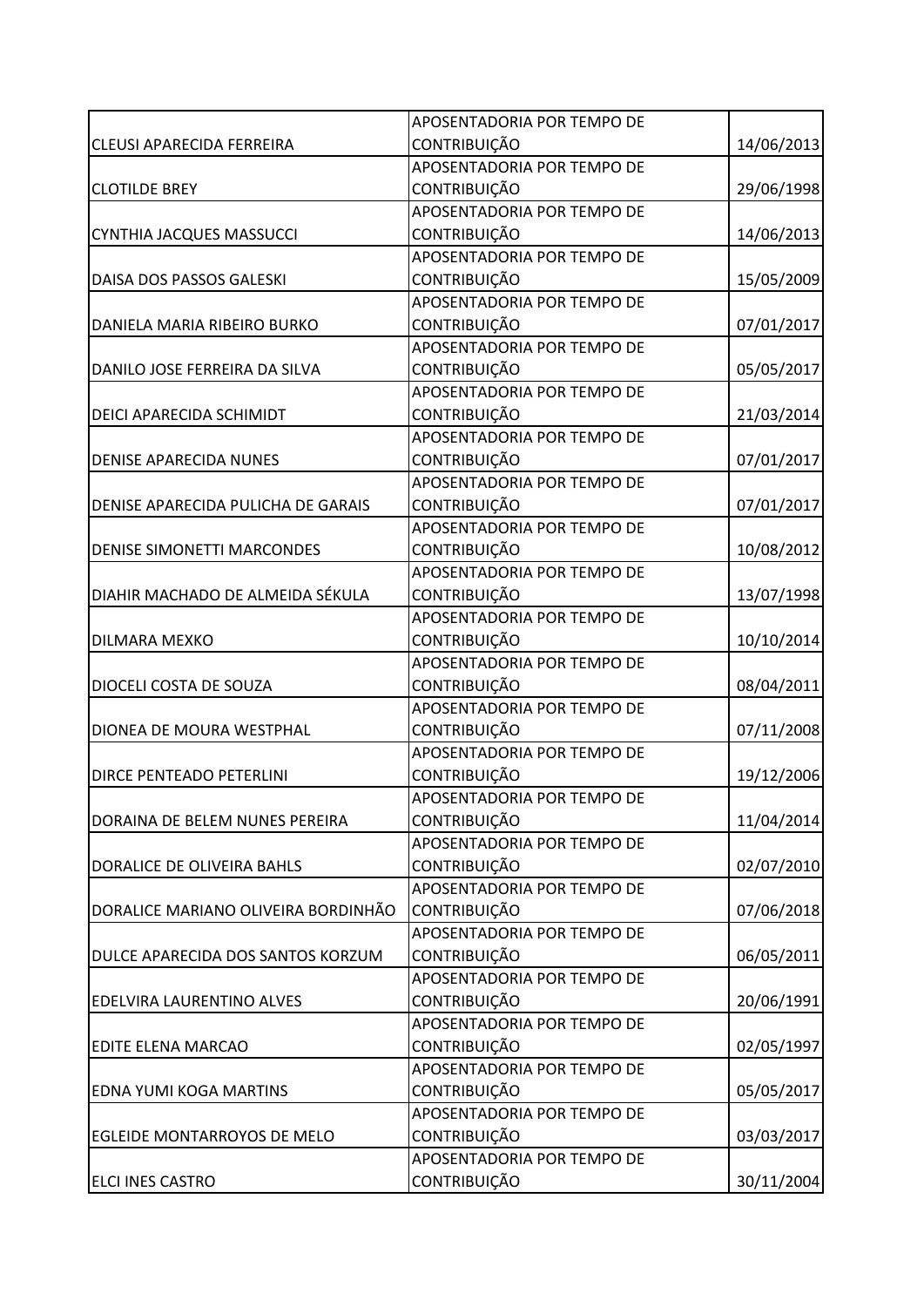| | | |
|---|---|---|
| CLEUSI APARECIDA FERREIRA | APOSENTADORIA POR TEMPO DE CONTRIBUIÇÃO | 14/06/2013 |
| CLOTILDE BREY | APOSENTADORIA POR TEMPO DE CONTRIBUIÇÃO | 29/06/1998 |
| CYNTHIA JACQUES MASSUCCI | APOSENTADORIA POR TEMPO DE CONTRIBUIÇÃO | 14/06/2013 |
| DAISA DOS PASSOS GALESKI | APOSENTADORIA POR TEMPO DE CONTRIBUIÇÃO | 15/05/2009 |
| DANIELA MARIA RIBEIRO BURKO | APOSENTADORIA POR TEMPO DE CONTRIBUIÇÃO | 07/01/2017 |
| DANILO JOSE FERREIRA DA SILVA | APOSENTADORIA POR TEMPO DE CONTRIBUIÇÃO | 05/05/2017 |
| DEICI APARECIDA SCHIMIDT | APOSENTADORIA POR TEMPO DE CONTRIBUIÇÃO | 21/03/2014 |
| DENISE APARECIDA NUNES | APOSENTADORIA POR TEMPO DE CONTRIBUIÇÃO | 07/01/2017 |
| DENISE APARECIDA PULICHA DE GARAIS | APOSENTADORIA POR TEMPO DE CONTRIBUIÇÃO | 07/01/2017 |
| DENISE SIMONETTI MARCONDES | APOSENTADORIA POR TEMPO DE CONTRIBUIÇÃO | 10/08/2012 |
| DIAHIR MACHADO DE ALMEIDA SÉKULA | APOSENTADORIA POR TEMPO DE CONTRIBUIÇÃO | 13/07/1998 |
| DILMARA MEXKO | APOSENTADORIA POR TEMPO DE CONTRIBUIÇÃO | 10/10/2014 |
| DIOCELI COSTA DE SOUZA | APOSENTADORIA POR TEMPO DE CONTRIBUIÇÃO | 08/04/2011 |
| DIONEA DE MOURA WESTPHAL | APOSENTADORIA POR TEMPO DE CONTRIBUIÇÃO | 07/11/2008 |
| DIRCE PENTEADO PETERLINI | APOSENTADORIA POR TEMPO DE CONTRIBUIÇÃO | 19/12/2006 |
| DORAINA DE BELEM NUNES PEREIRA | APOSENTADORIA POR TEMPO DE CONTRIBUIÇÃO | 11/04/2014 |
| DORALICE DE OLIVEIRA BAHLS | APOSENTADORIA POR TEMPO DE CONTRIBUIÇÃO | 02/07/2010 |
| DORALICE MARIANO OLIVEIRA BORDINHÃO | APOSENTADORIA POR TEMPO DE CONTRIBUIÇÃO | 07/06/2018 |
| DULCE APARECIDA DOS SANTOS KORZUM | APOSENTADORIA POR TEMPO DE CONTRIBUIÇÃO | 06/05/2011 |
| EDELVIRA LAURENTINO ALVES | APOSENTADORIA POR TEMPO DE CONTRIBUIÇÃO | 20/06/1991 |
| EDITE ELENA MARCAO | APOSENTADORIA POR TEMPO DE CONTRIBUIÇÃO | 02/05/1997 |
| EDNA YUMI KOGA MARTINS | APOSENTADORIA POR TEMPO DE CONTRIBUIÇÃO | 05/05/2017 |
| EGLEIDE MONTARROYOS DE MELO | APOSENTADORIA POR TEMPO DE CONTRIBUIÇÃO | 03/03/2017 |
| ELCI INES CASTRO | APOSENTADORIA POR TEMPO DE CONTRIBUIÇÃO | 30/11/2004 |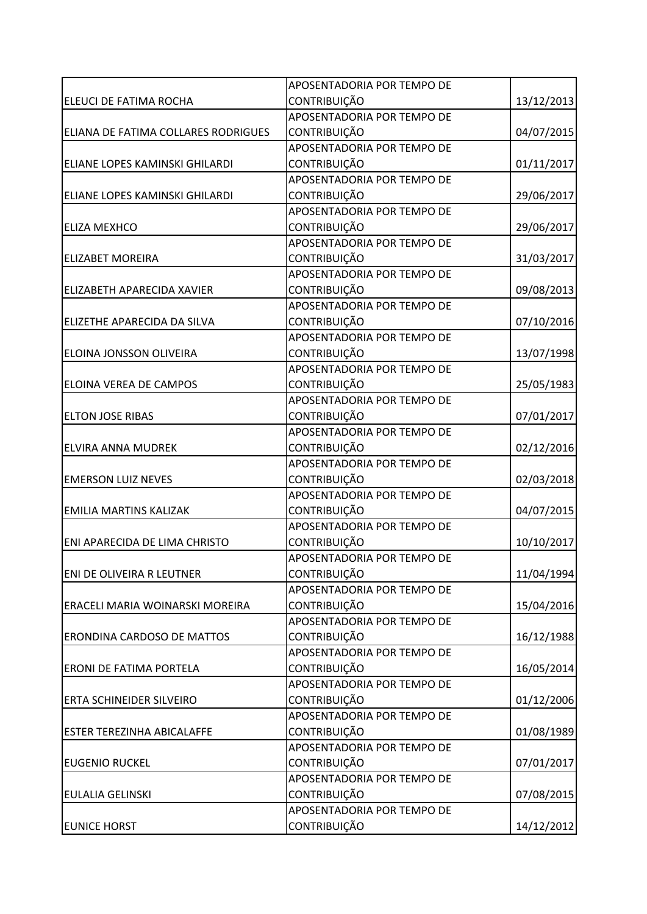| | | |
|---|---|---|
| ELEUCI DE FATIMA ROCHA | APOSENTADORIA POR TEMPO DE CONTRIBUIÇÃO | 13/12/2013 |
| ELIANA DE FATIMA COLLARES RODRIGUES | APOSENTADORIA POR TEMPO DE CONTRIBUIÇÃO | 04/07/2015 |
| ELIANE LOPES KAMINSKI GHILARDI | APOSENTADORIA POR TEMPO DE CONTRIBUIÇÃO | 01/11/2017 |
| ELIANE LOPES KAMINSKI GHILARDI | APOSENTADORIA POR TEMPO DE CONTRIBUIÇÃO | 29/06/2017 |
| ELIZA MEXHCO | APOSENTADORIA POR TEMPO DE CONTRIBUIÇÃO | 29/06/2017 |
| ELIZABET MOREIRA | APOSENTADORIA POR TEMPO DE CONTRIBUIÇÃO | 31/03/2017 |
| ELIZABETH APARECIDA XAVIER | APOSENTADORIA POR TEMPO DE CONTRIBUIÇÃO | 09/08/2013 |
| ELIZETHE APARECIDA DA SILVA | APOSENTADORIA POR TEMPO DE CONTRIBUIÇÃO | 07/10/2016 |
| ELOINA JONSSON OLIVEIRA | APOSENTADORIA POR TEMPO DE CONTRIBUIÇÃO | 13/07/1998 |
| ELOINA VEREA DE CAMPOS | APOSENTADORIA POR TEMPO DE CONTRIBUIÇÃO | 25/05/1983 |
| ELTON JOSE RIBAS | APOSENTADORIA POR TEMPO DE CONTRIBUIÇÃO | 07/01/2017 |
| ELVIRA ANNA MUDREK | APOSENTADORIA POR TEMPO DE CONTRIBUIÇÃO | 02/12/2016 |
| EMERSON LUIZ NEVES | APOSENTADORIA POR TEMPO DE CONTRIBUIÇÃO | 02/03/2018 |
| EMILIA MARTINS KALIZAK | APOSENTADORIA POR TEMPO DE CONTRIBUIÇÃO | 04/07/2015 |
| ENI APARECIDA DE LIMA CHRISTO | APOSENTADORIA POR TEMPO DE CONTRIBUIÇÃO | 10/10/2017 |
| ENI DE OLIVEIRA R LEUTNER | APOSENTADORIA POR TEMPO DE CONTRIBUIÇÃO | 11/04/1994 |
| ERACELI MARIA WOINARSKI MOREIRA | APOSENTADORIA POR TEMPO DE CONTRIBUIÇÃO | 15/04/2016 |
| ERONDINA CARDOSO DE MATTOS | APOSENTADORIA POR TEMPO DE CONTRIBUIÇÃO | 16/12/1988 |
| ERONI DE FATIMA PORTELA | APOSENTADORIA POR TEMPO DE CONTRIBUIÇÃO | 16/05/2014 |
| ERTA SCHINEIDER SILVEIRO | APOSENTADORIA POR TEMPO DE CONTRIBUIÇÃO | 01/12/2006 |
| ESTER TEREZINHA ABICALAFFE | APOSENTADORIA POR TEMPO DE CONTRIBUIÇÃO | 01/08/1989 |
| EUGENIO RUCKEL | APOSENTADORIA POR TEMPO DE CONTRIBUIÇÃO | 07/01/2017 |
| EULALIA GELINSKI | APOSENTADORIA POR TEMPO DE CONTRIBUIÇÃO | 07/08/2015 |
| EUNICE HORST | APOSENTADORIA POR TEMPO DE CONTRIBUIÇÃO | 14/12/2012 |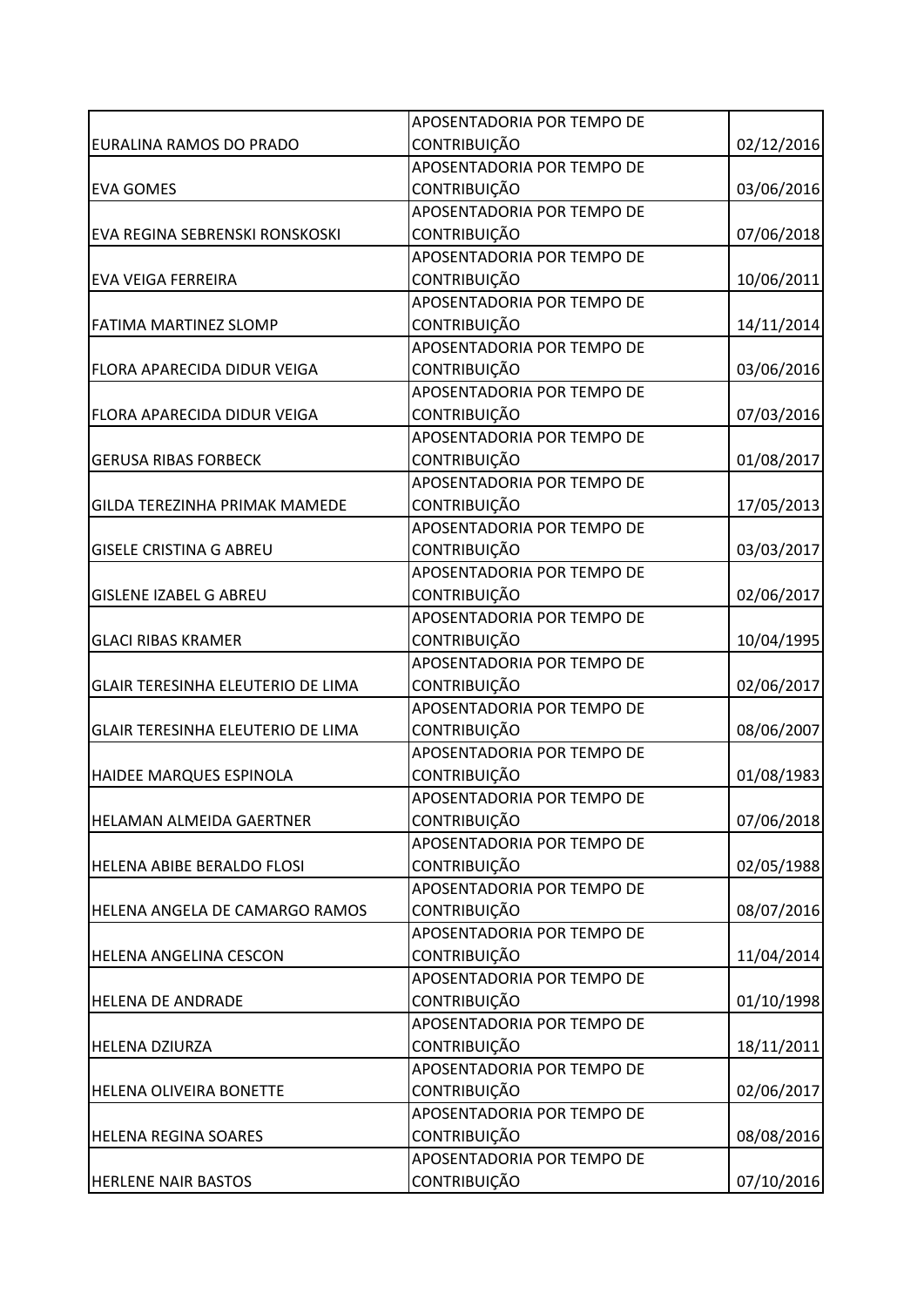| | | |
|---|---|---|
| EURALINA RAMOS DO PRADO | APOSENTADORIA POR TEMPO DE CONTRIBUIÇÃO | 02/12/2016 |
| EVA GOMES | APOSENTADORIA POR TEMPO DE CONTRIBUIÇÃO | 03/06/2016 |
| EVA REGINA SEBRENSKI RONSKOSKI | APOSENTADORIA POR TEMPO DE CONTRIBUIÇÃO | 07/06/2018 |
| EVA VEIGA FERREIRA | APOSENTADORIA POR TEMPO DE CONTRIBUIÇÃO | 10/06/2011 |
| FATIMA MARTINEZ SLOMP | APOSENTADORIA POR TEMPO DE CONTRIBUIÇÃO | 14/11/2014 |
| FLORA APARECIDA DIDUR VEIGA | APOSENTADORIA POR TEMPO DE CONTRIBUIÇÃO | 03/06/2016 |
| FLORA APARECIDA DIDUR VEIGA | APOSENTADORIA POR TEMPO DE CONTRIBUIÇÃO | 07/03/2016 |
| GERUSA RIBAS FORBECK | APOSENTADORIA POR TEMPO DE CONTRIBUIÇÃO | 01/08/2017 |
| GILDA TEREZINHA PRIMAK MAMEDE | APOSENTADORIA POR TEMPO DE CONTRIBUIÇÃO | 17/05/2013 |
| GISELE CRISTINA G ABREU | APOSENTADORIA POR TEMPO DE CONTRIBUIÇÃO | 03/03/2017 |
| GISLENE IZABEL G ABREU | APOSENTADORIA POR TEMPO DE CONTRIBUIÇÃO | 02/06/2017 |
| GLACI RIBAS KRAMER | APOSENTADORIA POR TEMPO DE CONTRIBUIÇÃO | 10/04/1995 |
| GLAIR TERESINHA ELEUTERIO DE LIMA | APOSENTADORIA POR TEMPO DE CONTRIBUIÇÃO | 02/06/2017 |
| GLAIR TERESINHA ELEUTERIO DE LIMA | APOSENTADORIA POR TEMPO DE CONTRIBUIÇÃO | 08/06/2007 |
| HAIDEE MARQUES ESPINOLA | APOSENTADORIA POR TEMPO DE CONTRIBUIÇÃO | 01/08/1983 |
| HELAMAN ALMEIDA GAERTNER | APOSENTADORIA POR TEMPO DE CONTRIBUIÇÃO | 07/06/2018 |
| HELENA ABIBE BERALDO FLOSI | APOSENTADORIA POR TEMPO DE CONTRIBUIÇÃO | 02/05/1988 |
| HELENA ANGELA DE CAMARGO RAMOS | APOSENTADORIA POR TEMPO DE CONTRIBUIÇÃO | 08/07/2016 |
| HELENA ANGELINA CESCON | APOSENTADORIA POR TEMPO DE CONTRIBUIÇÃO | 11/04/2014 |
| HELENA DE ANDRADE | APOSENTADORIA POR TEMPO DE CONTRIBUIÇÃO | 01/10/1998 |
| HELENA DZIURZA | APOSENTADORIA POR TEMPO DE CONTRIBUIÇÃO | 18/11/2011 |
| HELENA OLIVEIRA BONETTE | APOSENTADORIA POR TEMPO DE CONTRIBUIÇÃO | 02/06/2017 |
| HELENA REGINA SOARES | APOSENTADORIA POR TEMPO DE CONTRIBUIÇÃO | 08/08/2016 |
| HERLENE NAIR BASTOS | APOSENTADORIA POR TEMPO DE CONTRIBUIÇÃO | 07/10/2016 |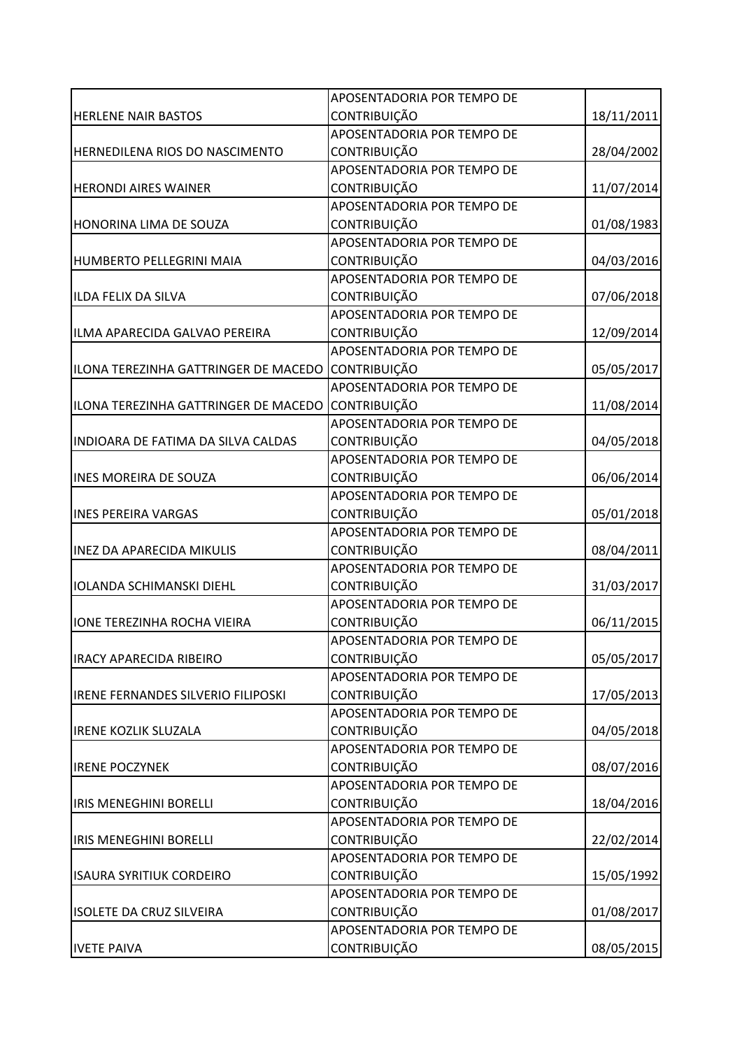| | | |
|---|---|---|
| HERLENE NAIR BASTOS | APOSENTADORIA POR TEMPO DE CONTRIBUIÇÃO | 18/11/2011 |
| HERNEDILENA RIOS DO NASCIMENTO | APOSENTADORIA POR TEMPO DE CONTRIBUIÇÃO | 28/04/2002 |
| HERONDI AIRES WAINER | APOSENTADORIA POR TEMPO DE CONTRIBUIÇÃO | 11/07/2014 |
| HONORINA LIMA DE SOUZA | APOSENTADORIA POR TEMPO DE CONTRIBUIÇÃO | 01/08/1983 |
| HUMBERTO PELLEGRINI MAIA | APOSENTADORIA POR TEMPO DE CONTRIBUIÇÃO | 04/03/2016 |
| ILDA FELIX DA SILVA | APOSENTADORIA POR TEMPO DE CONTRIBUIÇÃO | 07/06/2018 |
| ILMA APARECIDA GALVAO PEREIRA | APOSENTADORIA POR TEMPO DE CONTRIBUIÇÃO | 12/09/2014 |
| ILONA TEREZINHA GATTRINGER DE MACEDO | APOSENTADORIA POR TEMPO DE CONTRIBUIÇÃO | 05/05/2017 |
| ILONA TEREZINHA GATTRINGER DE MACEDO | APOSENTADORIA POR TEMPO DE CONTRIBUIÇÃO | 11/08/2014 |
| INDIOARA DE FATIMA DA SILVA CALDAS | APOSENTADORIA POR TEMPO DE CONTRIBUIÇÃO | 04/05/2018 |
| INES MOREIRA DE SOUZA | APOSENTADORIA POR TEMPO DE CONTRIBUIÇÃO | 06/06/2014 |
| INES PEREIRA VARGAS | APOSENTADORIA POR TEMPO DE CONTRIBUIÇÃO | 05/01/2018 |
| INEZ DA APARECIDA MIKULIS | APOSENTADORIA POR TEMPO DE CONTRIBUIÇÃO | 08/04/2011 |
| IOLANDA SCHIMANSKI DIEHL | APOSENTADORIA POR TEMPO DE CONTRIBUIÇÃO | 31/03/2017 |
| IONE TEREZINHA ROCHA VIEIRA | APOSENTADORIA POR TEMPO DE CONTRIBUIÇÃO | 06/11/2015 |
| IRACY APARECIDA RIBEIRO | APOSENTADORIA POR TEMPO DE CONTRIBUIÇÃO | 05/05/2017 |
| IRENE FERNANDES SILVERIO FILIPOSKI | APOSENTADORIA POR TEMPO DE CONTRIBUIÇÃO | 17/05/2013 |
| IRENE KOZLIK SLUZALA | APOSENTADORIA POR TEMPO DE CONTRIBUIÇÃO | 04/05/2018 |
| IRENE POCZYNEK | APOSENTADORIA POR TEMPO DE CONTRIBUIÇÃO | 08/07/2016 |
| IRIS MENEGHINI BORELLI | APOSENTADORIA POR TEMPO DE CONTRIBUIÇÃO | 18/04/2016 |
| IRIS MENEGHINI BORELLI | APOSENTADORIA POR TEMPO DE CONTRIBUIÇÃO | 22/02/2014 |
| ISAURA SYRITIUK CORDEIRO | APOSENTADORIA POR TEMPO DE CONTRIBUIÇÃO | 15/05/1992 |
| ISOLETE DA CRUZ SILVEIRA | APOSENTADORIA POR TEMPO DE CONTRIBUIÇÃO | 01/08/2017 |
| IVETE PAIVA | APOSENTADORIA POR TEMPO DE CONTRIBUIÇÃO | 08/05/2015 |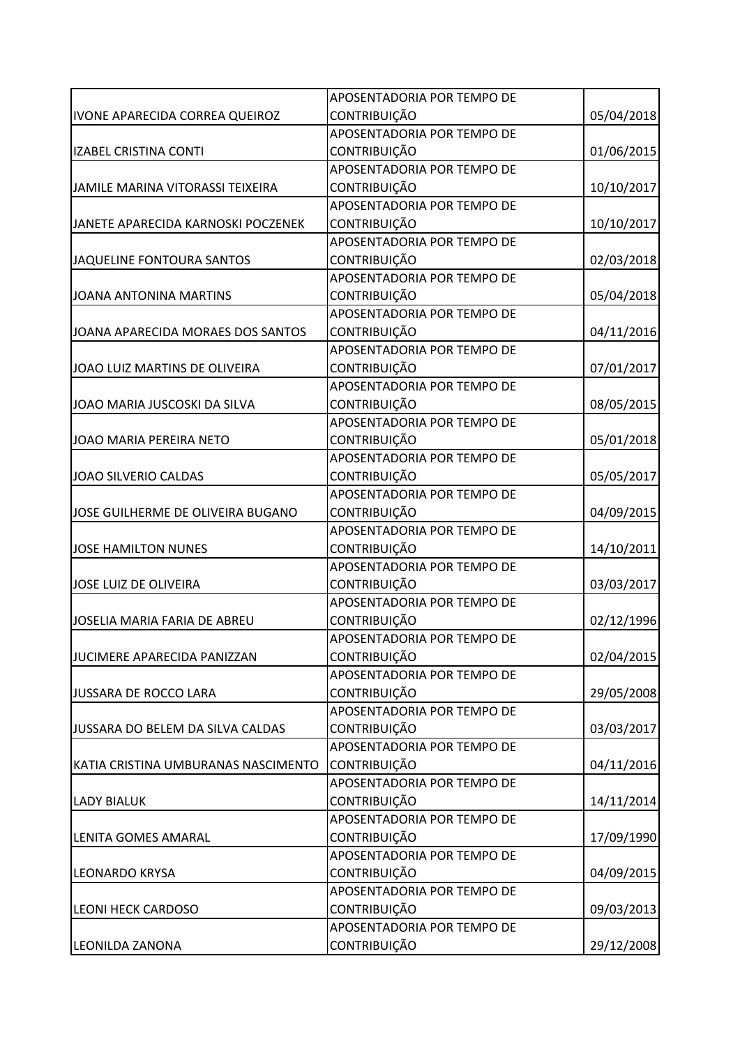| | | |
|---|---|---|
| IVONE APARECIDA CORREA QUEIROZ | APOSENTADORIA POR TEMPO DE CONTRIBUIÇÃO | 05/04/2018 |
| IZABEL CRISTINA CONTI | APOSENTADORIA POR TEMPO DE CONTRIBUIÇÃO | 01/06/2015 |
| JAMILE MARINA VITORASSI TEIXEIRA | APOSENTADORIA POR TEMPO DE CONTRIBUIÇÃO | 10/10/2017 |
| JANETE APARECIDA KARNOSKI POCZENEK | APOSENTADORIA POR TEMPO DE CONTRIBUIÇÃO | 10/10/2017 |
| JAQUELINE FONTOURA SANTOS | APOSENTADORIA POR TEMPO DE CONTRIBUIÇÃO | 02/03/2018 |
| JOANA ANTONINA MARTINS | APOSENTADORIA POR TEMPO DE CONTRIBUIÇÃO | 05/04/2018 |
| JOANA APARECIDA MORAES DOS SANTOS | APOSENTADORIA POR TEMPO DE CONTRIBUIÇÃO | 04/11/2016 |
| JOAO LUIZ MARTINS DE OLIVEIRA | APOSENTADORIA POR TEMPO DE CONTRIBUIÇÃO | 07/01/2017 |
| JOAO MARIA JUSCOSKI DA SILVA | APOSENTADORIA POR TEMPO DE CONTRIBUIÇÃO | 08/05/2015 |
| JOAO MARIA PEREIRA NETO | APOSENTADORIA POR TEMPO DE CONTRIBUIÇÃO | 05/01/2018 |
| JOAO SILVERIO CALDAS | APOSENTADORIA POR TEMPO DE CONTRIBUIÇÃO | 05/05/2017 |
| JOSE GUILHERME DE OLIVEIRA BUGANO | APOSENTADORIA POR TEMPO DE CONTRIBUIÇÃO | 04/09/2015 |
| JOSE HAMILTON NUNES | APOSENTADORIA POR TEMPO DE CONTRIBUIÇÃO | 14/10/2011 |
| JOSE LUIZ DE OLIVEIRA | APOSENTADORIA POR TEMPO DE CONTRIBUIÇÃO | 03/03/2017 |
| JOSELIA MARIA FARIA DE ABREU | APOSENTADORIA POR TEMPO DE CONTRIBUIÇÃO | 02/12/1996 |
| JUCIMERE APARECIDA PANIZZAN | APOSENTADORIA POR TEMPO DE CONTRIBUIÇÃO | 02/04/2015 |
| JUSSARA DE ROCCO LARA | APOSENTADORIA POR TEMPO DE CONTRIBUIÇÃO | 29/05/2008 |
| JUSSARA DO BELEM DA SILVA CALDAS | APOSENTADORIA POR TEMPO DE CONTRIBUIÇÃO | 03/03/2017 |
| KATIA CRISTINA UMBURANAS NASCIMENTO | APOSENTADORIA POR TEMPO DE CONTRIBUIÇÃO | 04/11/2016 |
| LADY BIALUK | APOSENTADORIA POR TEMPO DE CONTRIBUIÇÃO | 14/11/2014 |
| LENITA GOMES AMARAL | APOSENTADORIA POR TEMPO DE CONTRIBUIÇÃO | 17/09/1990 |
| LEONARDO KRYSA | APOSENTADORIA POR TEMPO DE CONTRIBUIÇÃO | 04/09/2015 |
| LEONI HECK CARDOSO | APOSENTADORIA POR TEMPO DE CONTRIBUIÇÃO | 09/03/2013 |
| LEONILDA ZANONA | APOSENTADORIA POR TEMPO DE CONTRIBUIÇÃO | 29/12/2008 |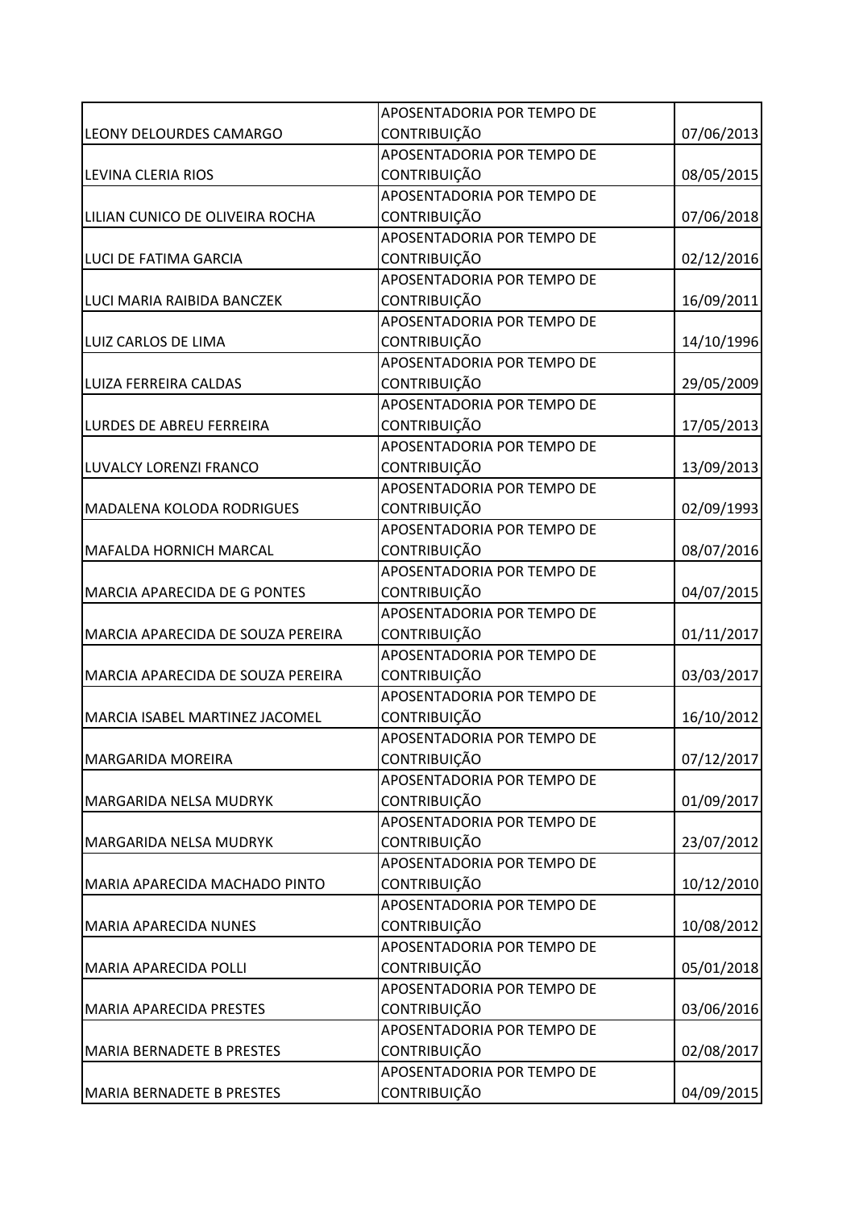| | | |
|---|---|---|
| LEONY DELOURDES CAMARGO | APOSENTADORIA POR TEMPO DE CONTRIBUIÇÃO | 07/06/2013 |
| LEVINA CLERIA RIOS | APOSENTADORIA POR TEMPO DE CONTRIBUIÇÃO | 08/05/2015 |
| LILIAN CUNICO DE OLIVEIRA ROCHA | APOSENTADORIA POR TEMPO DE CONTRIBUIÇÃO | 07/06/2018 |
| LUCI DE FATIMA GARCIA | APOSENTADORIA POR TEMPO DE CONTRIBUIÇÃO | 02/12/2016 |
| LUCI MARIA RAIBIDA BANCZEK | APOSENTADORIA POR TEMPO DE CONTRIBUIÇÃO | 16/09/2011 |
| LUIZ CARLOS DE LIMA | APOSENTADORIA POR TEMPO DE CONTRIBUIÇÃO | 14/10/1996 |
| LUIZA FERREIRA CALDAS | APOSENTADORIA POR TEMPO DE CONTRIBUIÇÃO | 29/05/2009 |
| LURDES DE ABREU FERREIRA | APOSENTADORIA POR TEMPO DE CONTRIBUIÇÃO | 17/05/2013 |
| LUVALCY LORENZI FRANCO | APOSENTADORIA POR TEMPO DE CONTRIBUIÇÃO | 13/09/2013 |
| MADALENA KOLODA RODRIGUES | APOSENTADORIA POR TEMPO DE CONTRIBUIÇÃO | 02/09/1993 |
| MAFALDA HORNICH MARCAL | APOSENTADORIA POR TEMPO DE CONTRIBUIÇÃO | 08/07/2016 |
| MARCIA APARECIDA DE G PONTES | APOSENTADORIA POR TEMPO DE CONTRIBUIÇÃO | 04/07/2015 |
| MARCIA APARECIDA DE SOUZA PEREIRA | APOSENTADORIA POR TEMPO DE CONTRIBUIÇÃO | 01/11/2017 |
| MARCIA APARECIDA DE SOUZA PEREIRA | APOSENTADORIA POR TEMPO DE CONTRIBUIÇÃO | 03/03/2017 |
| MARCIA ISABEL MARTINEZ JACOMEL | APOSENTADORIA POR TEMPO DE CONTRIBUIÇÃO | 16/10/2012 |
| MARGARIDA MOREIRA | APOSENTADORIA POR TEMPO DE CONTRIBUIÇÃO | 07/12/2017 |
| MARGARIDA NELSA MUDRYK | APOSENTADORIA POR TEMPO DE CONTRIBUIÇÃO | 01/09/2017 |
| MARGARIDA NELSA MUDRYK | APOSENTADORIA POR TEMPO DE CONTRIBUIÇÃO | 23/07/2012 |
| MARIA APARECIDA MACHADO PINTO | APOSENTADORIA POR TEMPO DE CONTRIBUIÇÃO | 10/12/2010 |
| MARIA APARECIDA NUNES | APOSENTADORIA POR TEMPO DE CONTRIBUIÇÃO | 10/08/2012 |
| MARIA APARECIDA POLLI | APOSENTADORIA POR TEMPO DE CONTRIBUIÇÃO | 05/01/2018 |
| MARIA APARECIDA PRESTES | APOSENTADORIA POR TEMPO DE CONTRIBUIÇÃO | 03/06/2016 |
| MARIA BERNADETE B PRESTES | APOSENTADORIA POR TEMPO DE CONTRIBUIÇÃO | 02/08/2017 |
| MARIA BERNADETE B PRESTES | APOSENTADORIA POR TEMPO DE CONTRIBUIÇÃO | 04/09/2015 |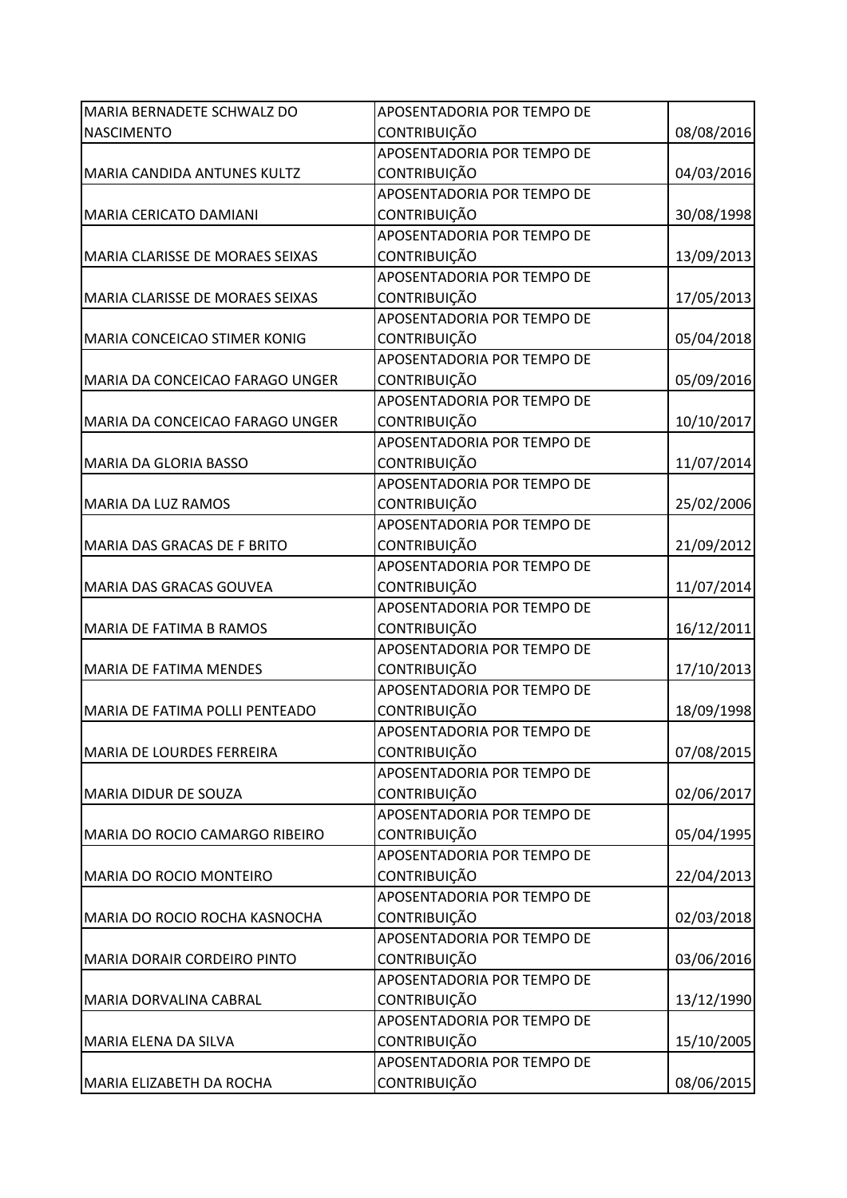| | | |
|---|---|---|
| MARIA BERNADETE SCHWALZ DO NASCIMENTO | APOSENTADORIA POR TEMPO DE CONTRIBUIÇÃO | 08/08/2016 |
| MARIA CANDIDA ANTUNES KULTZ | APOSENTADORIA POR TEMPO DE CONTRIBUIÇÃO | 04/03/2016 |
| MARIA CERICATO DAMIANI | APOSENTADORIA POR TEMPO DE CONTRIBUIÇÃO | 30/08/1998 |
| MARIA CLARISSE DE MORAES SEIXAS | APOSENTADORIA POR TEMPO DE CONTRIBUIÇÃO | 13/09/2013 |
| MARIA CLARISSE DE MORAES SEIXAS | APOSENTADORIA POR TEMPO DE CONTRIBUIÇÃO | 17/05/2013 |
| MARIA CONCEICAO STIMER KONIG | APOSENTADORIA POR TEMPO DE CONTRIBUIÇÃO | 05/04/2018 |
| MARIA DA CONCEICAO FARAGO UNGER | APOSENTADORIA POR TEMPO DE CONTRIBUIÇÃO | 05/09/2016 |
| MARIA DA CONCEICAO FARAGO UNGER | APOSENTADORIA POR TEMPO DE CONTRIBUIÇÃO | 10/10/2017 |
| MARIA DA GLORIA BASSO | APOSENTADORIA POR TEMPO DE CONTRIBUIÇÃO | 11/07/2014 |
| MARIA DA LUZ RAMOS | APOSENTADORIA POR TEMPO DE CONTRIBUIÇÃO | 25/02/2006 |
| MARIA DAS GRACAS DE F BRITO | APOSENTADORIA POR TEMPO DE CONTRIBUIÇÃO | 21/09/2012 |
| MARIA DAS GRACAS GOUVEA | APOSENTADORIA POR TEMPO DE CONTRIBUIÇÃO | 11/07/2014 |
| MARIA DE FATIMA B RAMOS | APOSENTADORIA POR TEMPO DE CONTRIBUIÇÃO | 16/12/2011 |
| MARIA DE FATIMA MENDES | APOSENTADORIA POR TEMPO DE CONTRIBUIÇÃO | 17/10/2013 |
| MARIA DE FATIMA POLLI PENTEADO | APOSENTADORIA POR TEMPO DE CONTRIBUIÇÃO | 18/09/1998 |
| MARIA DE LOURDES FERREIRA | APOSENTADORIA POR TEMPO DE CONTRIBUIÇÃO | 07/08/2015 |
| MARIA DIDUR DE SOUZA | APOSENTADORIA POR TEMPO DE CONTRIBUIÇÃO | 02/06/2017 |
| MARIA DO ROCIO CAMARGO RIBEIRO | APOSENTADORIA POR TEMPO DE CONTRIBUIÇÃO | 05/04/1995 |
| MARIA DO ROCIO MONTEIRO | APOSENTADORIA POR TEMPO DE CONTRIBUIÇÃO | 22/04/2013 |
| MARIA DO ROCIO ROCHA KASNOCHA | APOSENTADORIA POR TEMPO DE CONTRIBUIÇÃO | 02/03/2018 |
| MARIA DORAIR CORDEIRO PINTO | APOSENTADORIA POR TEMPO DE CONTRIBUIÇÃO | 03/06/2016 |
| MARIA DORVALINA CABRAL | APOSENTADORIA POR TEMPO DE CONTRIBUIÇÃO | 13/12/1990 |
| MARIA ELENA DA SILVA | APOSENTADORIA POR TEMPO DE CONTRIBUIÇÃO | 15/10/2005 |
| MARIA ELIZABETH DA ROCHA | APOSENTADORIA POR TEMPO DE CONTRIBUIÇÃO | 08/06/2015 |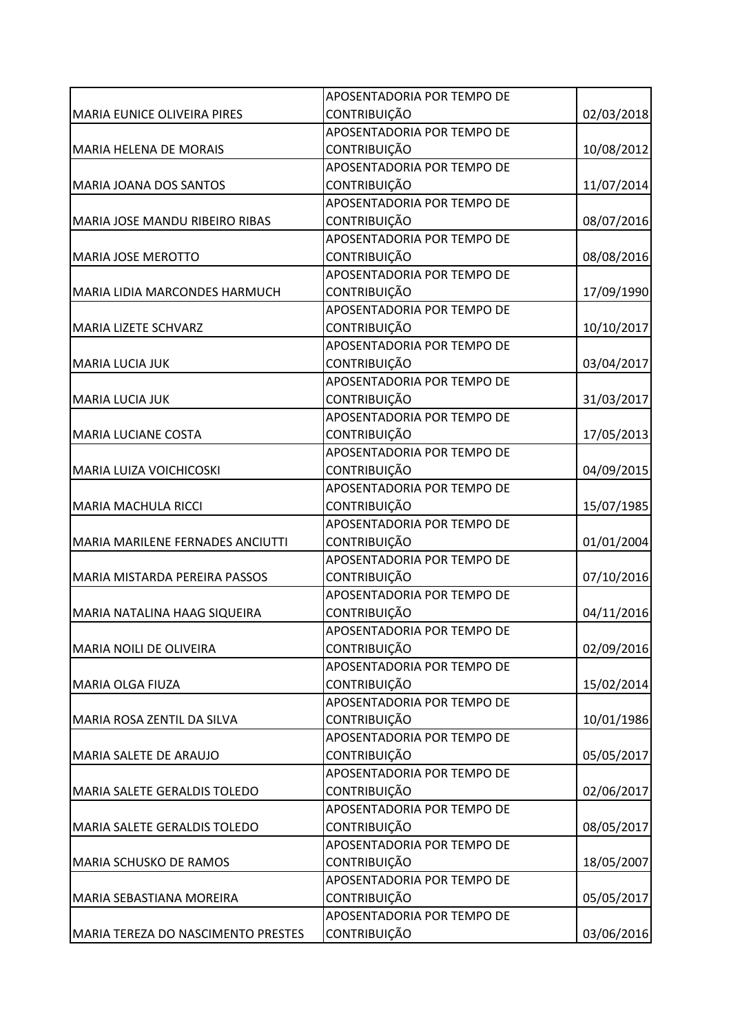| | | |
|---|---|---|
| MARIA EUNICE OLIVEIRA PIRES | APOSENTADORIA POR TEMPO DE CONTRIBUIÇÃO | 02/03/2018 |
| MARIA HELENA DE MORAIS | APOSENTADORIA POR TEMPO DE CONTRIBUIÇÃO | 10/08/2012 |
| MARIA JOANA DOS SANTOS | APOSENTADORIA POR TEMPO DE CONTRIBUIÇÃO | 11/07/2014 |
| MARIA JOSE MANDU RIBEIRO RIBAS | APOSENTADORIA POR TEMPO DE CONTRIBUIÇÃO | 08/07/2016 |
| MARIA JOSE MEROTTO | APOSENTADORIA POR TEMPO DE CONTRIBUIÇÃO | 08/08/2016 |
| MARIA LIDIA MARCONDES HARMUCH | APOSENTADORIA POR TEMPO DE CONTRIBUIÇÃO | 17/09/1990 |
| MARIA LIZETE SCHVARZ | APOSENTADORIA POR TEMPO DE CONTRIBUIÇÃO | 10/10/2017 |
| MARIA LUCIA JUK | APOSENTADORIA POR TEMPO DE CONTRIBUIÇÃO | 03/04/2017 |
| MARIA LUCIA JUK | APOSENTADORIA POR TEMPO DE CONTRIBUIÇÃO | 31/03/2017 |
| MARIA LUCIANE COSTA | APOSENTADORIA POR TEMPO DE CONTRIBUIÇÃO | 17/05/2013 |
| MARIA LUIZA VOICHICOSKI | APOSENTADORIA POR TEMPO DE CONTRIBUIÇÃO | 04/09/2015 |
| MARIA MACHULA RICCI | APOSENTADORIA POR TEMPO DE CONTRIBUIÇÃO | 15/07/1985 |
| MARIA MARILENE FERNADES ANCIUTTI | APOSENTADORIA POR TEMPO DE CONTRIBUIÇÃO | 01/01/2004 |
| MARIA MISTARDA PEREIRA PASSOS | APOSENTADORIA POR TEMPO DE CONTRIBUIÇÃO | 07/10/2016 |
| MARIA NATALINA HAAG SIQUEIRA | APOSENTADORIA POR TEMPO DE CONTRIBUIÇÃO | 04/11/2016 |
| MARIA NOILI DE OLIVEIRA | APOSENTADORIA POR TEMPO DE CONTRIBUIÇÃO | 02/09/2016 |
| MARIA OLGA FIUZA | APOSENTADORIA POR TEMPO DE CONTRIBUIÇÃO | 15/02/2014 |
| MARIA ROSA ZENTIL DA SILVA | APOSENTADORIA POR TEMPO DE CONTRIBUIÇÃO | 10/01/1986 |
| MARIA SALETE DE ARAUJO | APOSENTADORIA POR TEMPO DE CONTRIBUIÇÃO | 05/05/2017 |
| MARIA SALETE GERALDIS TOLEDO | APOSENTADORIA POR TEMPO DE CONTRIBUIÇÃO | 02/06/2017 |
| MARIA SALETE GERALDIS TOLEDO | APOSENTADORIA POR TEMPO DE CONTRIBUIÇÃO | 08/05/2017 |
| MARIA SCHUSKO DE RAMOS | APOSENTADORIA POR TEMPO DE CONTRIBUIÇÃO | 18/05/2007 |
| MARIA SEBASTIANA MOREIRA | APOSENTADORIA POR TEMPO DE CONTRIBUIÇÃO | 05/05/2017 |
| MARIA TEREZA DO NASCIMENTO PRESTES | APOSENTADORIA POR TEMPO DE CONTRIBUIÇÃO | 03/06/2016 |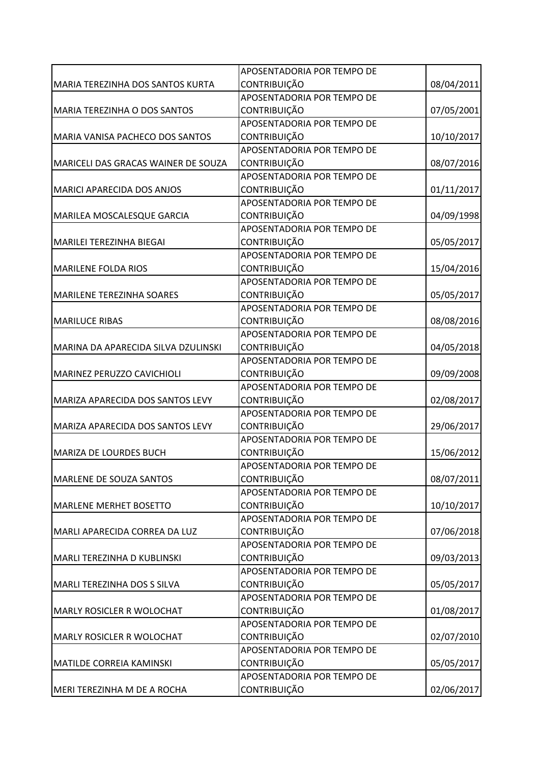| | | |
|---|---|---|
| MARIA TEREZINHA DOS SANTOS KURTA | APOSENTADORIA POR TEMPO DE CONTRIBUIÇÃO | 08/04/2011 |
| MARIA TEREZINHA O DOS SANTOS | APOSENTADORIA POR TEMPO DE CONTRIBUIÇÃO | 07/05/2001 |
| MARIA VANISA PACHECO DOS SANTOS | APOSENTADORIA POR TEMPO DE CONTRIBUIÇÃO | 10/10/2017 |
| MARICELI DAS GRACAS WAINER DE SOUZA | APOSENTADORIA POR TEMPO DE CONTRIBUIÇÃO | 08/07/2016 |
| MARICI APARECIDA DOS ANJOS | APOSENTADORIA POR TEMPO DE CONTRIBUIÇÃO | 01/11/2017 |
| MARILEA MOSCALESQUE GARCIA | APOSENTADORIA POR TEMPO DE CONTRIBUIÇÃO | 04/09/1998 |
| MARILEI TEREZINHA BIEGAI | APOSENTADORIA POR TEMPO DE CONTRIBUIÇÃO | 05/05/2017 |
| MARILENE FOLDA RIOS | APOSENTADORIA POR TEMPO DE CONTRIBUIÇÃO | 15/04/2016 |
| MARILENE TEREZINHA SOARES | APOSENTADORIA POR TEMPO DE CONTRIBUIÇÃO | 05/05/2017 |
| MARILUCE RIBAS | APOSENTADORIA POR TEMPO DE CONTRIBUIÇÃO | 08/08/2016 |
| MARINA DA APARECIDA SILVA DZULINSKI | APOSENTADORIA POR TEMPO DE CONTRIBUIÇÃO | 04/05/2018 |
| MARINEZ PERUZZO CAVICHIOLI | APOSENTADORIA POR TEMPO DE CONTRIBUIÇÃO | 09/09/2008 |
| MARIZA APARECIDA DOS SANTOS LEVY | APOSENTADORIA POR TEMPO DE CONTRIBUIÇÃO | 02/08/2017 |
| MARIZA APARECIDA DOS SANTOS LEVY | APOSENTADORIA POR TEMPO DE CONTRIBUIÇÃO | 29/06/2017 |
| MARIZA DE LOURDES BUCH | APOSENTADORIA POR TEMPO DE CONTRIBUIÇÃO | 15/06/2012 |
| MARLENE DE SOUZA SANTOS | APOSENTADORIA POR TEMPO DE CONTRIBUIÇÃO | 08/07/2011 |
| MARLENE MERHET BOSETTO | APOSENTADORIA POR TEMPO DE CONTRIBUIÇÃO | 10/10/2017 |
| MARLI APARECIDA CORREA DA LUZ | APOSENTADORIA POR TEMPO DE CONTRIBUIÇÃO | 07/06/2018 |
| MARLI TEREZINHA D KUBLINSKI | APOSENTADORIA POR TEMPO DE CONTRIBUIÇÃO | 09/03/2013 |
| MARLI TEREZINHA DOS S SILVA | APOSENTADORIA POR TEMPO DE CONTRIBUIÇÃO | 05/05/2017 |
| MARLY ROSICLER R WOLOCHAT | APOSENTADORIA POR TEMPO DE CONTRIBUIÇÃO | 01/08/2017 |
| MARLY ROSICLER R WOLOCHAT | APOSENTADORIA POR TEMPO DE CONTRIBUIÇÃO | 02/07/2010 |
| MATILDE CORREIA KAMINSKI | APOSENTADORIA POR TEMPO DE CONTRIBUIÇÃO | 05/05/2017 |
| MERI TEREZINHA M DE A ROCHA | APOSENTADORIA POR TEMPO DE CONTRIBUIÇÃO | 02/06/2017 |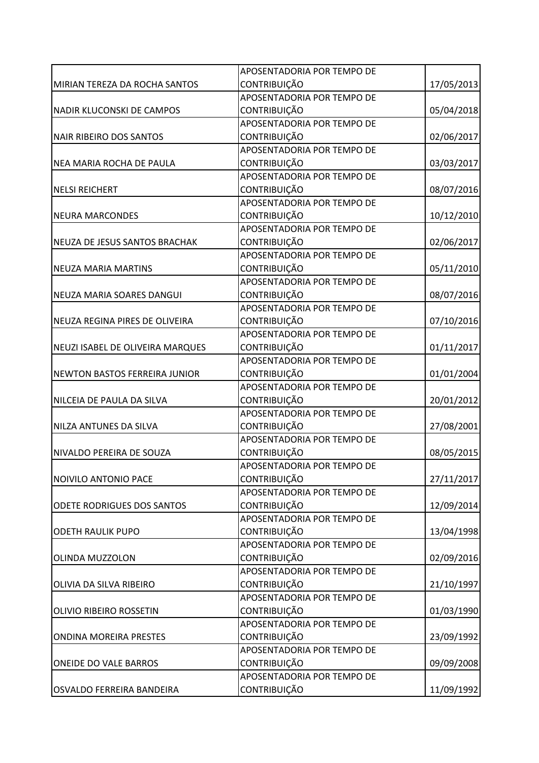| | | |
|---|---|---|
| MIRIAN TEREZA DA ROCHA SANTOS | APOSENTADORIA POR TEMPO DE CONTRIBUIÇÃO | 17/05/2013 |
| NADIR KLUCONSKI DE CAMPOS | APOSENTADORIA POR TEMPO DE CONTRIBUIÇÃO | 05/04/2018 |
| NAIR RIBEIRO DOS SANTOS | APOSENTADORIA POR TEMPO DE CONTRIBUIÇÃO | 02/06/2017 |
| NEA MARIA ROCHA DE PAULA | APOSENTADORIA POR TEMPO DE CONTRIBUIÇÃO | 03/03/2017 |
| NELSI REICHERT | APOSENTADORIA POR TEMPO DE CONTRIBUIÇÃO | 08/07/2016 |
| NEURA MARCONDES | APOSENTADORIA POR TEMPO DE CONTRIBUIÇÃO | 10/12/2010 |
| NEUZA DE JESUS SANTOS BRACHAK | APOSENTADORIA POR TEMPO DE CONTRIBUIÇÃO | 02/06/2017 |
| NEUZA MARIA MARTINS | APOSENTADORIA POR TEMPO DE CONTRIBUIÇÃO | 05/11/2010 |
| NEUZA MARIA SOARES DANGUI | APOSENTADORIA POR TEMPO DE CONTRIBUIÇÃO | 08/07/2016 |
| NEUZA REGINA PIRES DE OLIVEIRA | APOSENTADORIA POR TEMPO DE CONTRIBUIÇÃO | 07/10/2016 |
| NEUZI ISABEL DE OLIVEIRA MARQUES | APOSENTADORIA POR TEMPO DE CONTRIBUIÇÃO | 01/11/2017 |
| NEWTON BASTOS FERREIRA JUNIOR | APOSENTADORIA POR TEMPO DE CONTRIBUIÇÃO | 01/01/2004 |
| NILCEIA DE PAULA DA SILVA | APOSENTADORIA POR TEMPO DE CONTRIBUIÇÃO | 20/01/2012 |
| NILZA ANTUNES DA SILVA | APOSENTADORIA POR TEMPO DE CONTRIBUIÇÃO | 27/08/2001 |
| NIVALDO PEREIRA DE SOUZA | APOSENTADORIA POR TEMPO DE CONTRIBUIÇÃO | 08/05/2015 |
| NOIVILO ANTONIO PACE | APOSENTADORIA POR TEMPO DE CONTRIBUIÇÃO | 27/11/2017 |
| ODETE RODRIGUES DOS SANTOS | APOSENTADORIA POR TEMPO DE CONTRIBUIÇÃO | 12/09/2014 |
| ODETH RAULIK PUPO | APOSENTADORIA POR TEMPO DE CONTRIBUIÇÃO | 13/04/1998 |
| OLINDA MUZZOLON | APOSENTADORIA POR TEMPO DE CONTRIBUIÇÃO | 02/09/2016 |
| OLIVIA DA SILVA RIBEIRO | APOSENTADORIA POR TEMPO DE CONTRIBUIÇÃO | 21/10/1997 |
| OLIVIO RIBEIRO ROSSETIN | APOSENTADORIA POR TEMPO DE CONTRIBUIÇÃO | 01/03/1990 |
| ONDINA MOREIRA PRESTES | APOSENTADORIA POR TEMPO DE CONTRIBUIÇÃO | 23/09/1992 |
| ONEIDE DO VALE BARROS | APOSENTADORIA POR TEMPO DE CONTRIBUIÇÃO | 09/09/2008 |
| OSVALDO FERREIRA BANDEIRA | APOSENTADORIA POR TEMPO DE CONTRIBUIÇÃO | 11/09/1992 |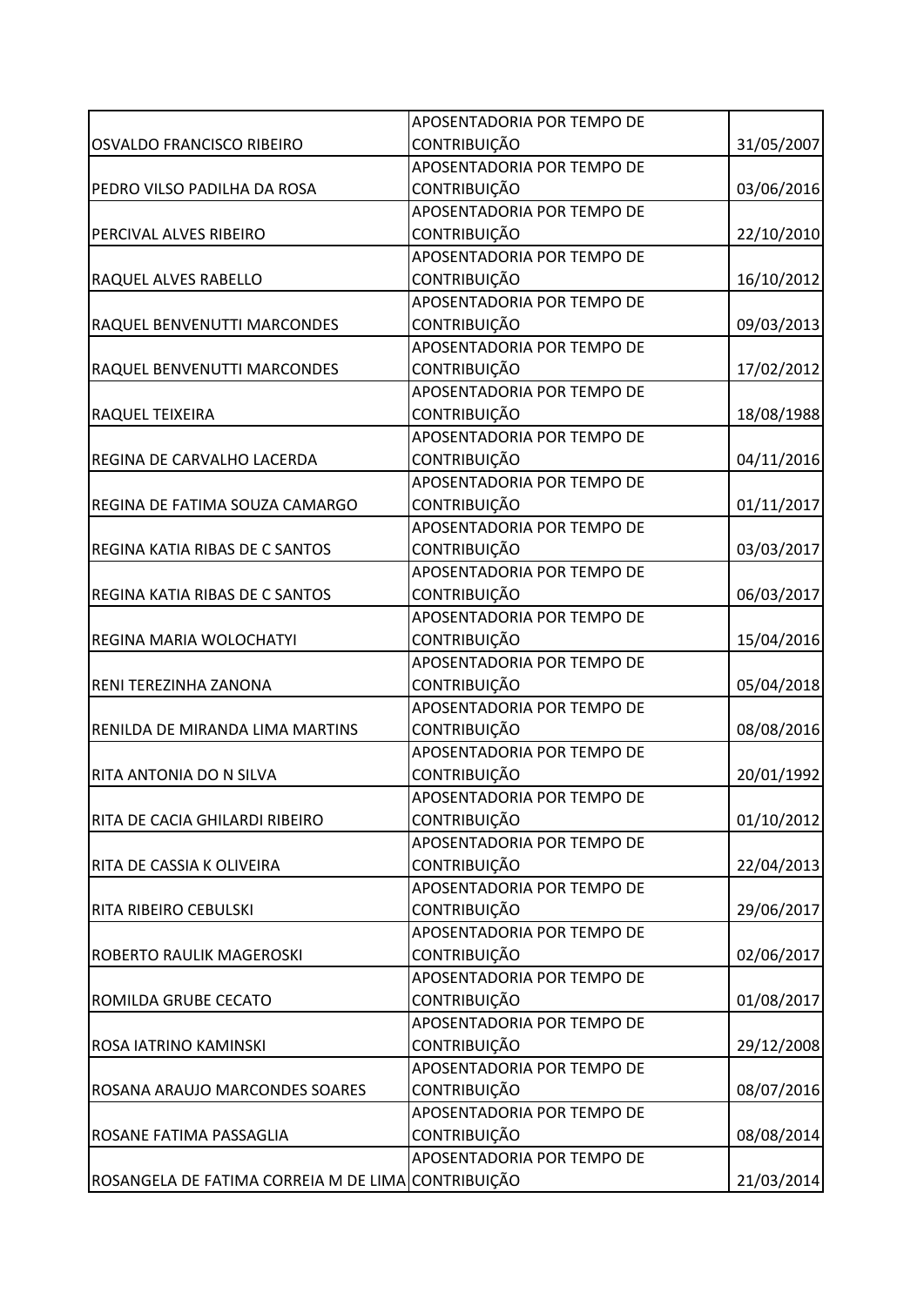| | | |
|---|---|---|
| OSVALDO FRANCISCO RIBEIRO | APOSENTADORIA POR TEMPO DE CONTRIBUIÇÃO | 31/05/2007 |
| PEDRO VILSO PADILHA DA ROSA | APOSENTADORIA POR TEMPO DE CONTRIBUIÇÃO | 03/06/2016 |
| PERCIVAL ALVES RIBEIRO | APOSENTADORIA POR TEMPO DE CONTRIBUIÇÃO | 22/10/2010 |
| RAQUEL ALVES RABELLO | APOSENTADORIA POR TEMPO DE CONTRIBUIÇÃO | 16/10/2012 |
| RAQUEL BENVENUTTI MARCONDES | APOSENTADORIA POR TEMPO DE CONTRIBUIÇÃO | 09/03/2013 |
| RAQUEL BENVENUTTI MARCONDES | APOSENTADORIA POR TEMPO DE CONTRIBUIÇÃO | 17/02/2012 |
| RAQUEL TEIXEIRA | APOSENTADORIA POR TEMPO DE CONTRIBUIÇÃO | 18/08/1988 |
| REGINA DE CARVALHO LACERDA | APOSENTADORIA POR TEMPO DE CONTRIBUIÇÃO | 04/11/2016 |
| REGINA DE FATIMA SOUZA CAMARGO | APOSENTADORIA POR TEMPO DE CONTRIBUIÇÃO | 01/11/2017 |
| REGINA KATIA RIBAS DE C SANTOS | APOSENTADORIA POR TEMPO DE CONTRIBUIÇÃO | 03/03/2017 |
| REGINA KATIA RIBAS DE C SANTOS | APOSENTADORIA POR TEMPO DE CONTRIBUIÇÃO | 06/03/2017 |
| REGINA MARIA WOLOCHATYI | APOSENTADORIA POR TEMPO DE CONTRIBUIÇÃO | 15/04/2016 |
| RENI TEREZINHA ZANONA | APOSENTADORIA POR TEMPO DE CONTRIBUIÇÃO | 05/04/2018 |
| RENILDA DE MIRANDA LIMA MARTINS | APOSENTADORIA POR TEMPO DE CONTRIBUIÇÃO | 08/08/2016 |
| RITA ANTONIA DO N SILVA | APOSENTADORIA POR TEMPO DE CONTRIBUIÇÃO | 20/01/1992 |
| RITA DE CACIA GHILARDI RIBEIRO | APOSENTADORIA POR TEMPO DE CONTRIBUIÇÃO | 01/10/2012 |
| RITA DE CASSIA K OLIVEIRA | APOSENTADORIA POR TEMPO DE CONTRIBUIÇÃO | 22/04/2013 |
| RITA RIBEIRO CEBULSKI | APOSENTADORIA POR TEMPO DE CONTRIBUIÇÃO | 29/06/2017 |
| ROBERTO RAULIK MAGEROSKI | APOSENTADORIA POR TEMPO DE CONTRIBUIÇÃO | 02/06/2017 |
| ROMILDA GRUBE CECATO | APOSENTADORIA POR TEMPO DE CONTRIBUIÇÃO | 01/08/2017 |
| ROSA IATRINO KAMINSKI | APOSENTADORIA POR TEMPO DE CONTRIBUIÇÃO | 29/12/2008 |
| ROSANA ARAUJO MARCONDES SOARES | APOSENTADORIA POR TEMPO DE CONTRIBUIÇÃO | 08/07/2016 |
| ROSANE FATIMA PASSAGLIA | APOSENTADORIA POR TEMPO DE CONTRIBUIÇÃO | 08/08/2014 |
| ROSANGELA DE FATIMA CORREIA M DE LIMA | APOSENTADORIA POR TEMPO DE CONTRIBUIÇÃO | 21/03/2014 |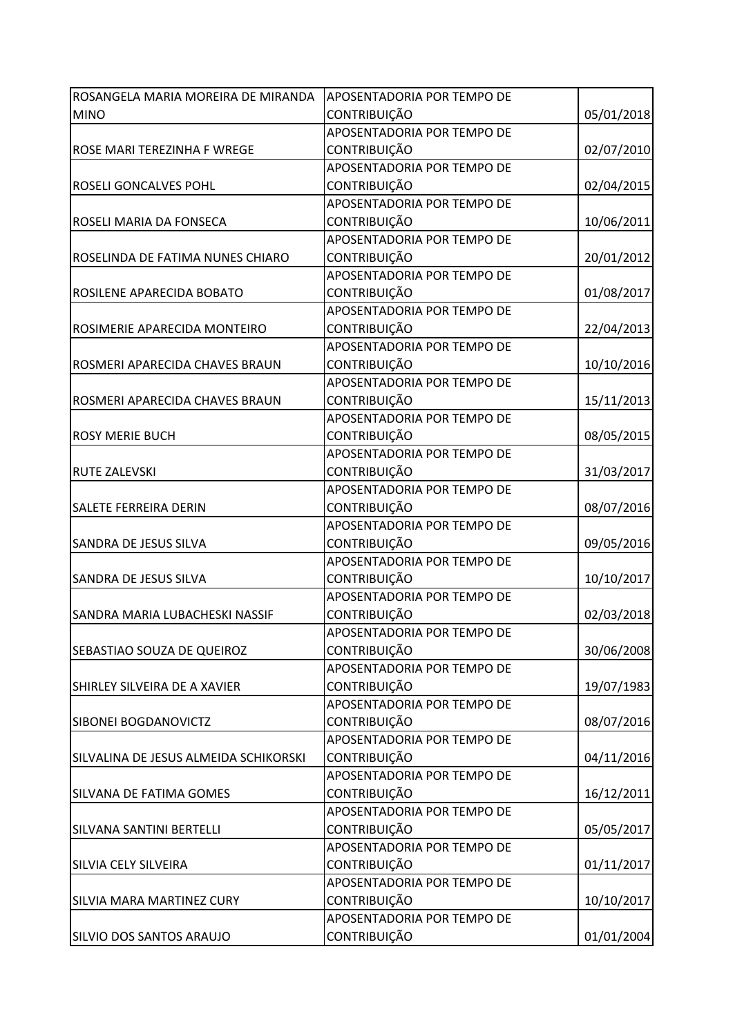| ROSANGELA MARIA MOREIRA DE MIRANDA MINO | APOSENTADORIA POR TEMPO DE CONTRIBUIÇÃO | 05/01/2018 |
|---|---|---|
| ROSE MARI TEREZINHA F WREGE | APOSENTADORIA POR TEMPO DE CONTRIBUIÇÃO | 02/07/2010 |
| ROSELI GONCALVES POHL | APOSENTADORIA POR TEMPO DE CONTRIBUIÇÃO | 02/04/2015 |
| ROSELI MARIA DA FONSECA | APOSENTADORIA POR TEMPO DE CONTRIBUIÇÃO | 10/06/2011 |
| ROSELINDA DE FATIMA NUNES CHIARO | APOSENTADORIA POR TEMPO DE CONTRIBUIÇÃO | 20/01/2012 |
| ROSILENE APARECIDA BOBATO | APOSENTADORIA POR TEMPO DE CONTRIBUIÇÃO | 01/08/2017 |
| ROSIMERIE APARECIDA MONTEIRO | APOSENTADORIA POR TEMPO DE CONTRIBUIÇÃO | 22/04/2013 |
| ROSMERI APARECIDA CHAVES BRAUN | APOSENTADORIA POR TEMPO DE CONTRIBUIÇÃO | 10/10/2016 |
| ROSMERI APARECIDA CHAVES BRAUN | APOSENTADORIA POR TEMPO DE CONTRIBUIÇÃO | 15/11/2013 |
| ROSY MERIE BUCH | APOSENTADORIA POR TEMPO DE CONTRIBUIÇÃO | 08/05/2015 |
| RUTE ZALEVSKI | APOSENTADORIA POR TEMPO DE CONTRIBUIÇÃO | 31/03/2017 |
| SALETE FERREIRA DERIN | APOSENTADORIA POR TEMPO DE CONTRIBUIÇÃO | 08/07/2016 |
| SANDRA DE JESUS SILVA | APOSENTADORIA POR TEMPO DE CONTRIBUIÇÃO | 09/05/2016 |
| SANDRA DE JESUS SILVA | APOSENTADORIA POR TEMPO DE CONTRIBUIÇÃO | 10/10/2017 |
| SANDRA MARIA LUBACHESKI NASSIF | APOSENTADORIA POR TEMPO DE CONTRIBUIÇÃO | 02/03/2018 |
| SEBASTIAO SOUZA DE QUEIROZ | APOSENTADORIA POR TEMPO DE CONTRIBUIÇÃO | 30/06/2008 |
| SHIRLEY SILVEIRA DE A XAVIER | APOSENTADORIA POR TEMPO DE CONTRIBUIÇÃO | 19/07/1983 |
| SIBONEI BOGDANOVICTZ | APOSENTADORIA POR TEMPO DE CONTRIBUIÇÃO | 08/07/2016 |
| SILVALINA DE JESUS ALMEIDA SCHIKORSKI | APOSENTADORIA POR TEMPO DE CONTRIBUIÇÃO | 04/11/2016 |
| SILVANA DE FATIMA GOMES | APOSENTADORIA POR TEMPO DE CONTRIBUIÇÃO | 16/12/2011 |
| SILVANA SANTINI BERTELLI | APOSENTADORIA POR TEMPO DE CONTRIBUIÇÃO | 05/05/2017 |
| SILVIA CELY SILVEIRA | APOSENTADORIA POR TEMPO DE CONTRIBUIÇÃO | 01/11/2017 |
| SILVIA MARA MARTINEZ CURY | APOSENTADORIA POR TEMPO DE CONTRIBUIÇÃO | 10/10/2017 |
| SILVIO DOS SANTOS ARAUJO | APOSENTADORIA POR TEMPO DE CONTRIBUIÇÃO | 01/01/2004 |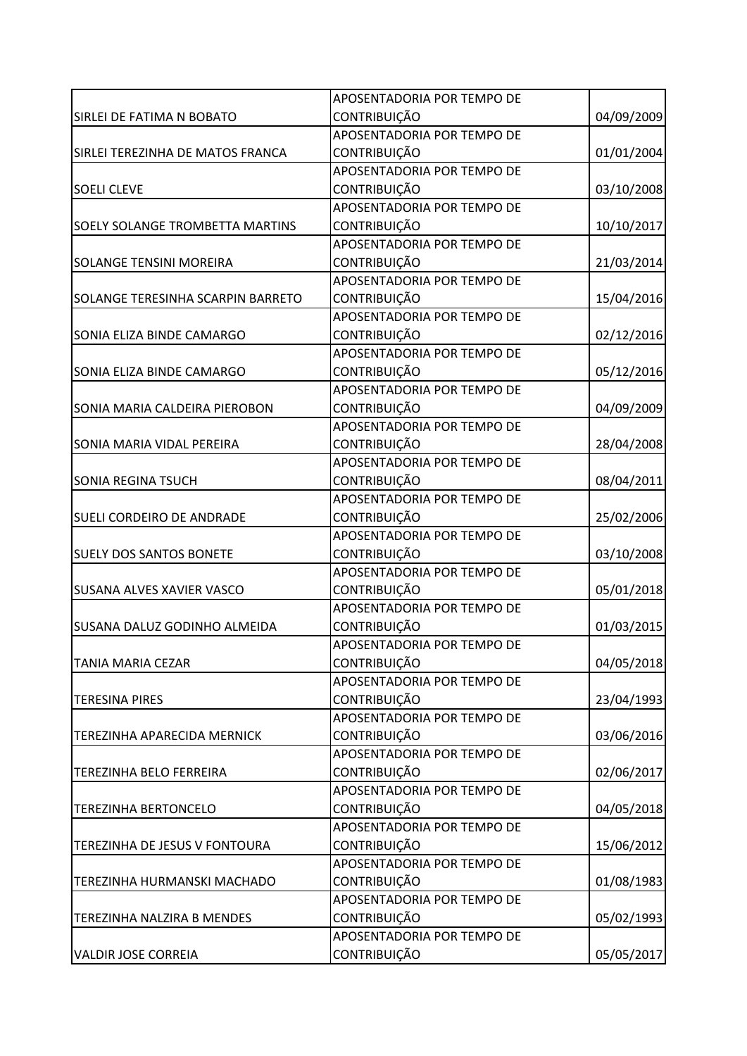| | | |
|---|---|---|
| SIRLEI DE FATIMA N BOBATO | APOSENTADORIA POR TEMPO DE CONTRIBUIÇÃO | 04/09/2009 |
| SIRLEI TEREZINHA DE MATOS FRANCA | APOSENTADORIA POR TEMPO DE CONTRIBUIÇÃO | 01/01/2004 |
| SOELI CLEVE | APOSENTADORIA POR TEMPO DE CONTRIBUIÇÃO | 03/10/2008 |
| SOELY SOLANGE TROMBETTA MARTINS | APOSENTADORIA POR TEMPO DE CONTRIBUIÇÃO | 10/10/2017 |
| SOLANGE TENSINI MOREIRA | APOSENTADORIA POR TEMPO DE CONTRIBUIÇÃO | 21/03/2014 |
| SOLANGE TERESINHA SCARPIN BARRETO | APOSENTADORIA POR TEMPO DE CONTRIBUIÇÃO | 15/04/2016 |
| SONIA ELIZA BINDE CAMARGO | APOSENTADORIA POR TEMPO DE CONTRIBUIÇÃO | 02/12/2016 |
| SONIA ELIZA BINDE CAMARGO | APOSENTADORIA POR TEMPO DE CONTRIBUIÇÃO | 05/12/2016 |
| SONIA MARIA CALDEIRA PIEROBON | APOSENTADORIA POR TEMPO DE CONTRIBUIÇÃO | 04/09/2009 |
| SONIA MARIA VIDAL PEREIRA | APOSENTADORIA POR TEMPO DE CONTRIBUIÇÃO | 28/04/2008 |
| SONIA REGINA TSUCH | APOSENTADORIA POR TEMPO DE CONTRIBUIÇÃO | 08/04/2011 |
| SUELI CORDEIRO DE ANDRADE | APOSENTADORIA POR TEMPO DE CONTRIBUIÇÃO | 25/02/2006 |
| SUELY DOS SANTOS BONETE | APOSENTADORIA POR TEMPO DE CONTRIBUIÇÃO | 03/10/2008 |
| SUSANA ALVES XAVIER VASCO | APOSENTADORIA POR TEMPO DE CONTRIBUIÇÃO | 05/01/2018 |
| SUSANA DALUZ GODINHO ALMEIDA | APOSENTADORIA POR TEMPO DE CONTRIBUIÇÃO | 01/03/2015 |
| TANIA MARIA CEZAR | APOSENTADORIA POR TEMPO DE CONTRIBUIÇÃO | 04/05/2018 |
| TERESINA PIRES | APOSENTADORIA POR TEMPO DE CONTRIBUIÇÃO | 23/04/1993 |
| TEREZINHA APARECIDA MERNICK | APOSENTADORIA POR TEMPO DE CONTRIBUIÇÃO | 03/06/2016 |
| TEREZINHA BELO FERREIRA | APOSENTADORIA POR TEMPO DE CONTRIBUIÇÃO | 02/06/2017 |
| TEREZINHA BERTONCELO | APOSENTADORIA POR TEMPO DE CONTRIBUIÇÃO | 04/05/2018 |
| TEREZINHA DE JESUS V FONTOURA | APOSENTADORIA POR TEMPO DE CONTRIBUIÇÃO | 15/06/2012 |
| TEREZINHA HURMANSKI MACHADO | APOSENTADORIA POR TEMPO DE CONTRIBUIÇÃO | 01/08/1983 |
| TEREZINHA NALZIRA B MENDES | APOSENTADORIA POR TEMPO DE CONTRIBUIÇÃO | 05/02/1993 |
| VALDIR JOSE CORREIA | APOSENTADORIA POR TEMPO DE CONTRIBUIÇÃO | 05/05/2017 |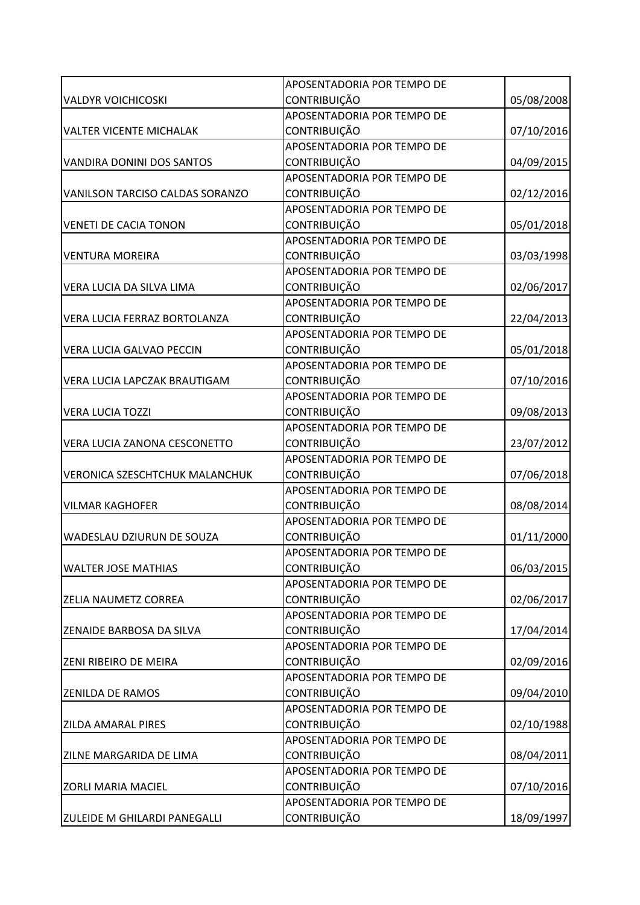| | | |
|---|---|---|
| VALDYR VOICHICOSKI | APOSENTADORIA POR TEMPO DE CONTRIBUIÇÃO | 05/08/2008 |
| VALTER VICENTE MICHALAK | APOSENTADORIA POR TEMPO DE CONTRIBUIÇÃO | 07/10/2016 |
| VANDIRA DONINI DOS SANTOS | APOSENTADORIA POR TEMPO DE CONTRIBUIÇÃO | 04/09/2015 |
| VANILSON TARCISO CALDAS SORANZO | APOSENTADORIA POR TEMPO DE CONTRIBUIÇÃO | 02/12/2016 |
| VENETI DE CACIA TONON | APOSENTADORIA POR TEMPO DE CONTRIBUIÇÃO | 05/01/2018 |
| VENTURA MOREIRA | APOSENTADORIA POR TEMPO DE CONTRIBUIÇÃO | 03/03/1998 |
| VERA LUCIA DA SILVA LIMA | APOSENTADORIA POR TEMPO DE CONTRIBUIÇÃO | 02/06/2017 |
| VERA LUCIA FERRAZ BORTOLANZA | APOSENTADORIA POR TEMPO DE CONTRIBUIÇÃO | 22/04/2013 |
| VERA LUCIA GALVAO PECCIN | APOSENTADORIA POR TEMPO DE CONTRIBUIÇÃO | 05/01/2018 |
| VERA LUCIA LAPCZAK BRAUTIGAM | APOSENTADORIA POR TEMPO DE CONTRIBUIÇÃO | 07/10/2016 |
| VERA LUCIA TOZZI | APOSENTADORIA POR TEMPO DE CONTRIBUIÇÃO | 09/08/2013 |
| VERA LUCIA ZANONA CESCONETTO | APOSENTADORIA POR TEMPO DE CONTRIBUIÇÃO | 23/07/2012 |
| VERONICA SZESCHTCHUK MALANCHUK | APOSENTADORIA POR TEMPO DE CONTRIBUIÇÃO | 07/06/2018 |
| VILMAR KAGHOFER | APOSENTADORIA POR TEMPO DE CONTRIBUIÇÃO | 08/08/2014 |
| WADESLAU DZIURUN DE SOUZA | APOSENTADORIA POR TEMPO DE CONTRIBUIÇÃO | 01/11/2000 |
| WALTER JOSE MATHIAS | APOSENTADORIA POR TEMPO DE CONTRIBUIÇÃO | 06/03/2015 |
| ZELIA NAUMETZ CORREA | APOSENTADORIA POR TEMPO DE CONTRIBUIÇÃO | 02/06/2017 |
| ZENAIDE BARBOSA DA SILVA | APOSENTADORIA POR TEMPO DE CONTRIBUIÇÃO | 17/04/2014 |
| ZENI RIBEIRO DE MEIRA | APOSENTADORIA POR TEMPO DE CONTRIBUIÇÃO | 02/09/2016 |
| ZENILDA DE RAMOS | APOSENTADORIA POR TEMPO DE CONTRIBUIÇÃO | 09/04/2010 |
| ZILDA AMARAL PIRES | APOSENTADORIA POR TEMPO DE CONTRIBUIÇÃO | 02/10/1988 |
| ZILNE MARGARIDA DE LIMA | APOSENTADORIA POR TEMPO DE CONTRIBUIÇÃO | 08/04/2011 |
| ZORLI MARIA MACIEL | APOSENTADORIA POR TEMPO DE CONTRIBUIÇÃO | 07/10/2016 |
| ZULEIDE M GHILARDI PANEGALLI | APOSENTADORIA POR TEMPO DE CONTRIBUIÇÃO | 18/09/1997 |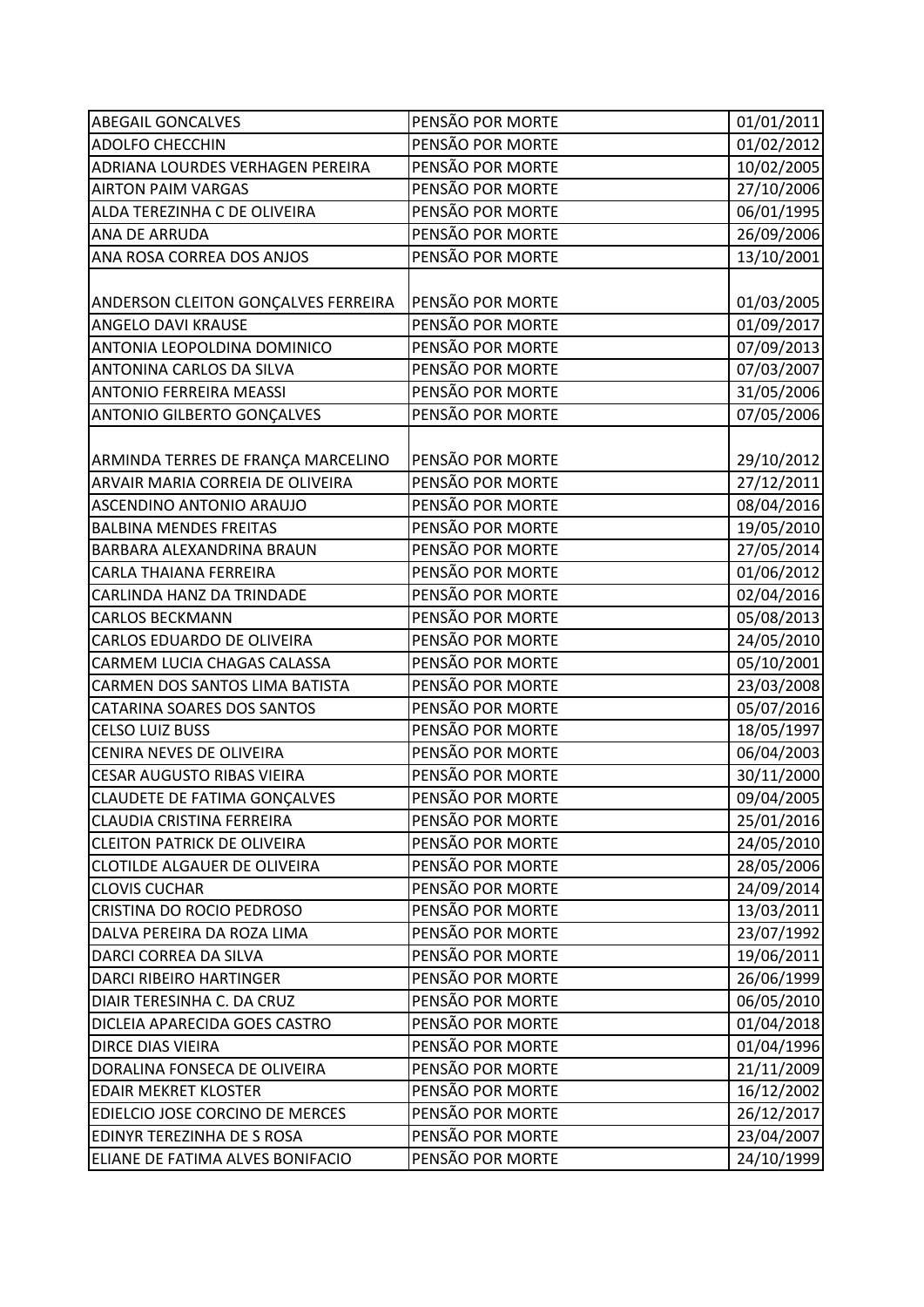| ABEGAIL GONCALVES | PENSÃO POR MORTE | 01/01/2011 |
|---|---|---|
| ADOLFO CHECCHIN | PENSÃO POR MORTE | 01/02/2012 |
| ADRIANA LOURDES VERHAGEN PEREIRA | PENSÃO POR MORTE | 10/02/2005 |
| AIRTON PAIM VARGAS | PENSÃO POR MORTE | 27/10/2006 |
| ALDA TEREZINHA C DE OLIVEIRA | PENSÃO POR MORTE | 06/01/1995 |
| ANA DE ARRUDA | PENSÃO POR MORTE | 26/09/2006 |
| ANA ROSA CORREA DOS ANJOS | PENSÃO POR MORTE | 13/10/2001 |
| ANDERSON CLEITON GONÇALVES FERREIRA | PENSÃO POR MORTE | 01/03/2005 |
| ANGELO DAVI KRAUSE | PENSÃO POR MORTE | 01/09/2017 |
| ANTONIA LEOPOLDINA DOMINICO | PENSÃO POR MORTE | 07/09/2013 |
| ANTONINA CARLOS DA SILVA | PENSÃO POR MORTE | 07/03/2007 |
| ANTONIO FERREIRA MEASSI | PENSÃO POR MORTE | 31/05/2006 |
| ANTONIO GILBERTO GONÇALVES | PENSÃO POR MORTE | 07/05/2006 |
| ARMINDA TERRES DE FRANÇA MARCELINO | PENSÃO POR MORTE | 29/10/2012 |
| ARVAIR MARIA CORREIA DE OLIVEIRA | PENSÃO POR MORTE | 27/12/2011 |
| ASCENDINO ANTONIO ARAUJO | PENSÃO POR MORTE | 08/04/2016 |
| BALBINA MENDES FREITAS | PENSÃO POR MORTE | 19/05/2010 |
| BARBARA ALEXANDRINA BRAUN | PENSÃO POR MORTE | 27/05/2014 |
| CARLA THAIANA FERREIRA | PENSÃO POR MORTE | 01/06/2012 |
| CARLINDA HANZ DA TRINDADE | PENSÃO POR MORTE | 02/04/2016 |
| CARLOS BECKMANN | PENSÃO POR MORTE | 05/08/2013 |
| CARLOS EDUARDO DE OLIVEIRA | PENSÃO POR MORTE | 24/05/2010 |
| CARMEM LUCIA CHAGAS CALASSA | PENSÃO POR MORTE | 05/10/2001 |
| CARMEN DOS SANTOS LIMA BATISTA | PENSÃO POR MORTE | 23/03/2008 |
| CATARINA SOARES DOS SANTOS | PENSÃO POR MORTE | 05/07/2016 |
| CELSO LUIZ BUSS | PENSÃO POR MORTE | 18/05/1997 |
| CENIRA NEVES DE OLIVEIRA | PENSÃO POR MORTE | 06/04/2003 |
| CESAR AUGUSTO RIBAS VIEIRA | PENSÃO POR MORTE | 30/11/2000 |
| CLAUDETE DE FATIMA GONÇALVES | PENSÃO POR MORTE | 09/04/2005 |
| CLAUDIA CRISTINA FERREIRA | PENSÃO POR MORTE | 25/01/2016 |
| CLEITON PATRICK DE OLIVEIRA | PENSÃO POR MORTE | 24/05/2010 |
| CLOTILDE ALGAUER DE OLIVEIRA | PENSÃO POR MORTE | 28/05/2006 |
| CLOVIS CUCHAR | PENSÃO POR MORTE | 24/09/2014 |
| CRISTINA DO ROCIO PEDROSO | PENSÃO POR MORTE | 13/03/2011 |
| DALVA PEREIRA DA ROZA LIMA | PENSÃO POR MORTE | 23/07/1992 |
| DARCI CORREA DA SILVA | PENSÃO POR MORTE | 19/06/2011 |
| DARCI RIBEIRO HARTINGER | PENSÃO POR MORTE | 26/06/1999 |
| DIAIR TERESINHA C. DA CRUZ | PENSÃO POR MORTE | 06/05/2010 |
| DICLEIA APARECIDA GOES CASTRO | PENSÃO POR MORTE | 01/04/2018 |
| DIRCE DIAS VIEIRA | PENSÃO POR MORTE | 01/04/1996 |
| DORALINA FONSECA DE OLIVEIRA | PENSÃO POR MORTE | 21/11/2009 |
| EDAIR MEKRET KLOSTER | PENSÃO POR MORTE | 16/12/2002 |
| EDIELCIO JOSE CORCINO DE MERCES | PENSÃO POR MORTE | 26/12/2017 |
| EDINYR TEREZINHA DE S ROSA | PENSÃO POR MORTE | 23/04/2007 |
| ELIANE DE FATIMA ALVES BONIFACIO | PENSÃO POR MORTE | 24/10/1999 |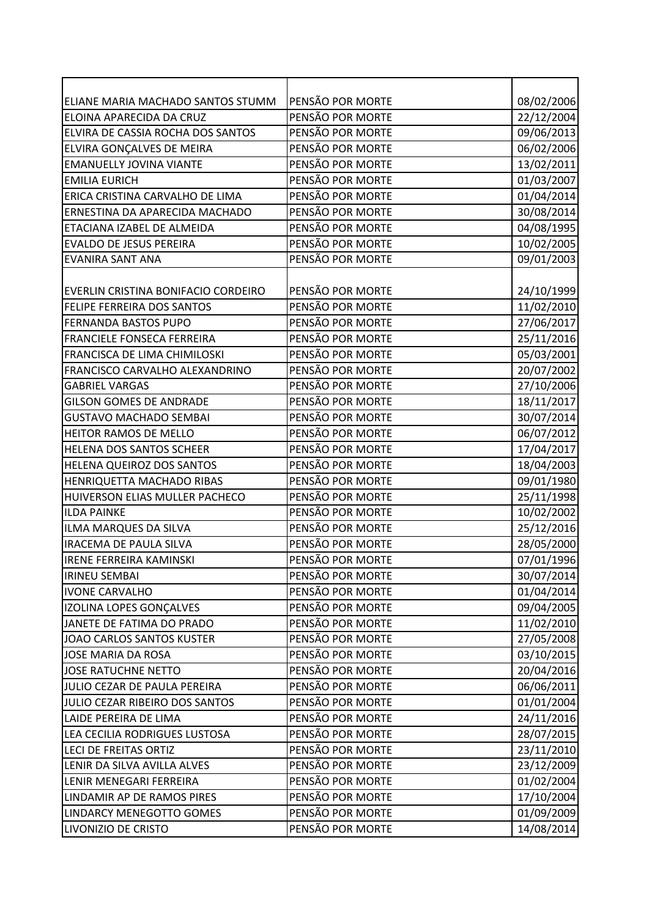| | | |
|---|---|---|
| ELIANE MARIA MACHADO SANTOS STUMM | PENSÃO POR MORTE | 08/02/2006 |
| ELOINA APARECIDA DA CRUZ | PENSÃO POR MORTE | 22/12/2004 |
| ELVIRA DE CASSIA ROCHA DOS SANTOS | PENSÃO POR MORTE | 09/06/2013 |
| ELVIRA GONÇALVES DE MEIRA | PENSÃO POR MORTE | 06/02/2006 |
| EMANUELLY JOVINA VIANTE | PENSÃO POR MORTE | 13/02/2011 |
| EMILIA EURICH | PENSÃO POR MORTE | 01/03/2007 |
| ERICA CRISTINA CARVALHO DE LIMA | PENSÃO POR MORTE | 01/04/2014 |
| ERNESTINA DA APARECIDA MACHADO | PENSÃO POR MORTE | 30/08/2014 |
| ETACIANA IZABEL DE ALMEIDA | PENSÃO POR MORTE | 04/08/1995 |
| EVALDO DE JESUS PEREIRA | PENSÃO POR MORTE | 10/02/2005 |
| EVANIRA SANT ANA | PENSÃO POR MORTE | 09/01/2003 |
| EVERLIN CRISTINA BONIFACIO CORDEIRO | PENSÃO POR MORTE | 24/10/1999 |
| FELIPE FERREIRA DOS SANTOS | PENSÃO POR MORTE | 11/02/2010 |
| FERNANDA BASTOS PUPO | PENSÃO POR MORTE | 27/06/2017 |
| FRANCIELE FONSECA FERREIRA | PENSÃO POR MORTE | 25/11/2016 |
| FRANCISCA DE LIMA CHIMILOSKI | PENSÃO POR MORTE | 05/03/2001 |
| FRANCISCO CARVALHO ALEXANDRINO | PENSÃO POR MORTE | 20/07/2002 |
| GABRIEL VARGAS | PENSÃO POR MORTE | 27/10/2006 |
| GILSON GOMES DE ANDRADE | PENSÃO POR MORTE | 18/11/2017 |
| GUSTAVO MACHADO SEMBAI | PENSÃO POR MORTE | 30/07/2014 |
| HEITOR RAMOS DE MELLO | PENSÃO POR MORTE | 06/07/2012 |
| HELENA DOS SANTOS SCHEER | PENSÃO POR MORTE | 17/04/2017 |
| HELENA QUEIROZ DOS SANTOS | PENSÃO POR MORTE | 18/04/2003 |
| HENRIQUETTA MACHADO RIBAS | PENSÃO POR MORTE | 09/01/1980 |
| HUIVERSON ELIAS MULLER PACHECO | PENSÃO POR MORTE | 25/11/1998 |
| ILDA PAINKE | PENSÃO POR MORTE | 10/02/2002 |
| ILMA MARQUES DA SILVA | PENSÃO POR MORTE | 25/12/2016 |
| IRACEMA DE PAULA SILVA | PENSÃO POR MORTE | 28/05/2000 |
| IRENE FERREIRA KAMINSKI | PENSÃO POR MORTE | 07/01/1996 |
| IRINEU SEMBAI | PENSÃO POR MORTE | 30/07/2014 |
| IVONE CARVALHO | PENSÃO POR MORTE | 01/04/2014 |
| IZOLINA LOPES GONÇALVES | PENSÃO POR MORTE | 09/04/2005 |
| JANETE DE FATIMA DO PRADO | PENSÃO POR MORTE | 11/02/2010 |
| JOAO CARLOS SANTOS KUSTER | PENSÃO POR MORTE | 27/05/2008 |
| JOSE MARIA DA ROSA | PENSÃO POR MORTE | 03/10/2015 |
| JOSE RATUCHNE NETTO | PENSÃO POR MORTE | 20/04/2016 |
| JULIO CEZAR DE PAULA PEREIRA | PENSÃO POR MORTE | 06/06/2011 |
| JULIO CEZAR RIBEIRO DOS SANTOS | PENSÃO POR MORTE | 01/01/2004 |
| LAIDE PEREIRA DE LIMA | PENSÃO POR MORTE | 24/11/2016 |
| LEA CECILIA RODRIGUES LUSTOSA | PENSÃO POR MORTE | 28/07/2015 |
| LECI DE FREITAS ORTIZ | PENSÃO POR MORTE | 23/11/2010 |
| LENIR DA SILVA AVILLA ALVES | PENSÃO POR MORTE | 23/12/2009 |
| LENIR MENEGARI FERREIRA | PENSÃO POR MORTE | 01/02/2004 |
| LINDAMIR AP DE RAMOS PIRES | PENSÃO POR MORTE | 17/10/2004 |
| LINDARCY MENEGOTTO GOMES | PENSÃO POR MORTE | 01/09/2009 |
| LIVONIZIO DE CRISTO | PENSÃO POR MORTE | 14/08/2014 |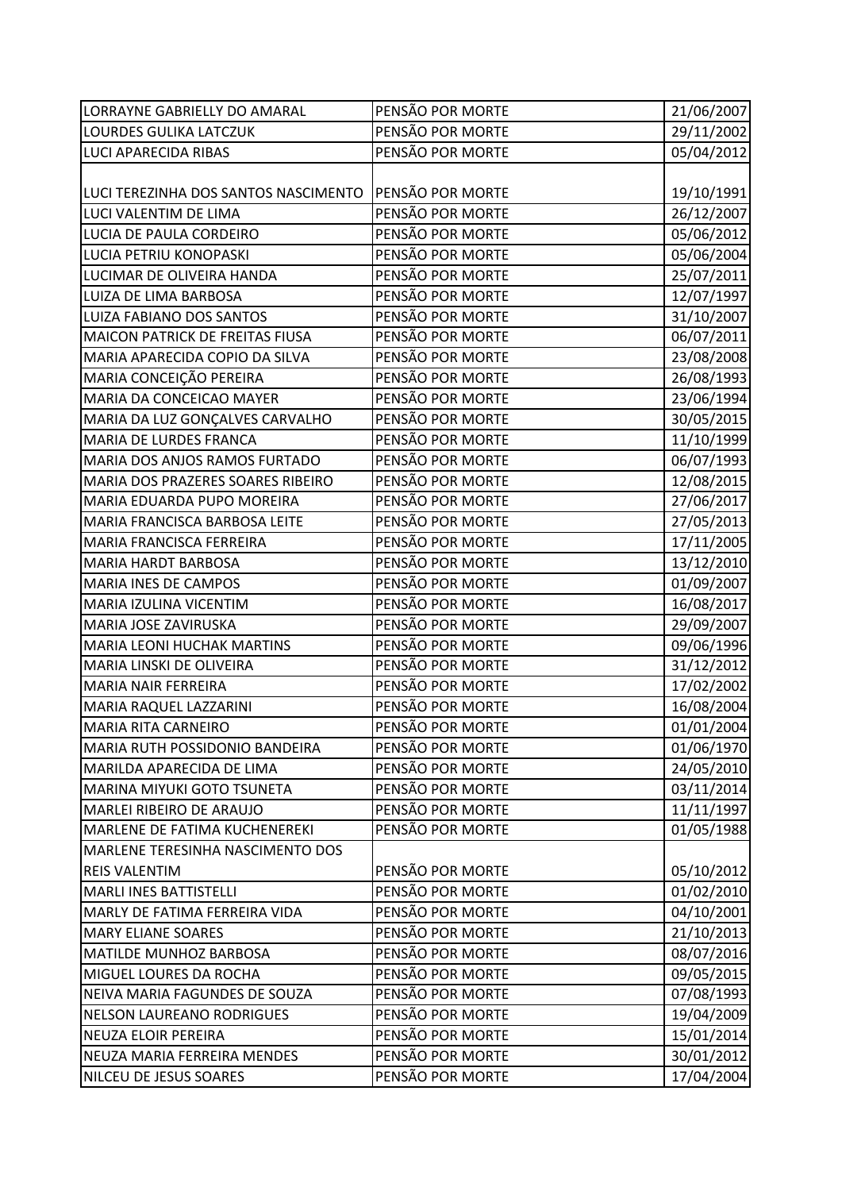| | | |
|---|---|---|
| LORRAYNE GABRIELLY DO AMARAL | PENSÃO POR MORTE | 21/06/2007 |
| LOURDES GULIKA LATCZUK | PENSÃO POR MORTE | 29/11/2002 |
| LUCI APARECIDA RIBAS | PENSÃO POR MORTE | 05/04/2012 |
| LUCI TEREZINHA DOS SANTOS NASCIMENTO | PENSÃO POR MORTE | 19/10/1991 |
| LUCI VALENTIM DE LIMA | PENSÃO POR MORTE | 26/12/2007 |
| LUCIA DE PAULA CORDEIRO | PENSÃO POR MORTE | 05/06/2012 |
| LUCIA PETRIU KONOPASKI | PENSÃO POR MORTE | 05/06/2004 |
| LUCIMAR DE OLIVEIRA HANDA | PENSÃO POR MORTE | 25/07/2011 |
| LUIZA DE LIMA BARBOSA | PENSÃO POR MORTE | 12/07/1997 |
| LUIZA FABIANO DOS SANTOS | PENSÃO POR MORTE | 31/10/2007 |
| MAICON PATRICK DE FREITAS FIUSA | PENSÃO POR MORTE | 06/07/2011 |
| MARIA APARECIDA COPIO DA SILVA | PENSÃO POR MORTE | 23/08/2008 |
| MARIA CONCEIÇÃO PEREIRA | PENSÃO POR MORTE | 26/08/1993 |
| MARIA DA CONCEICAO MAYER | PENSÃO POR MORTE | 23/06/1994 |
| MARIA DA LUZ GONÇALVES CARVALHO | PENSÃO POR MORTE | 30/05/2015 |
| MARIA DE LURDES FRANCA | PENSÃO POR MORTE | 11/10/1999 |
| MARIA DOS ANJOS RAMOS FURTADO | PENSÃO POR MORTE | 06/07/1993 |
| MARIA DOS PRAZERES SOARES RIBEIRO | PENSÃO POR MORTE | 12/08/2015 |
| MARIA EDUARDA PUPO MOREIRA | PENSÃO POR MORTE | 27/06/2017 |
| MARIA FRANCISCA BARBOSA LEITE | PENSÃO POR MORTE | 27/05/2013 |
| MARIA FRANCISCA FERREIRA | PENSÃO POR MORTE | 17/11/2005 |
| MARIA HARDT BARBOSA | PENSÃO POR MORTE | 13/12/2010 |
| MARIA INES DE CAMPOS | PENSÃO POR MORTE | 01/09/2007 |
| MARIA IZULINA VICENTIM | PENSÃO POR MORTE | 16/08/2017 |
| MARIA JOSE ZAVIRUSKA | PENSÃO POR MORTE | 29/09/2007 |
| MARIA LEONI HUCHAK MARTINS | PENSÃO POR MORTE | 09/06/1996 |
| MARIA LINSKI DE OLIVEIRA | PENSÃO POR MORTE | 31/12/2012 |
| MARIA NAIR FERREIRA | PENSÃO POR MORTE | 17/02/2002 |
| MARIA RAQUEL LAZZARINI | PENSÃO POR MORTE | 16/08/2004 |
| MARIA RITA CARNEIRO | PENSÃO POR MORTE | 01/01/2004 |
| MARIA RUTH POSSIDONIO BANDEIRA | PENSÃO POR MORTE | 01/06/1970 |
| MARILDA APARECIDA DE LIMA | PENSÃO POR MORTE | 24/05/2010 |
| MARINA MIYUKI GOTO TSUNETA | PENSÃO POR MORTE | 03/11/2014 |
| MARLEI RIBEIRO DE ARAUJO | PENSÃO POR MORTE | 11/11/1997 |
| MARLENE DE FATIMA KUCHENEREKI | PENSÃO POR MORTE | 01/05/1988 |
| MARLENE TERESINHA NASCIMENTO DOS REIS VALENTIM | PENSÃO POR MORTE | 05/10/2012 |
| MARLI INES BATTISTELLI | PENSÃO POR MORTE | 01/02/2010 |
| MARLY DE FATIMA FERREIRA VIDA | PENSÃO POR MORTE | 04/10/2001 |
| MARY ELIANE SOARES | PENSÃO POR MORTE | 21/10/2013 |
| MATILDE MUNHOZ BARBOSA | PENSÃO POR MORTE | 08/07/2016 |
| MIGUEL LOURES DA ROCHA | PENSÃO POR MORTE | 09/05/2015 |
| NEIVA MARIA FAGUNDES DE SOUZA | PENSÃO POR MORTE | 07/08/1993 |
| NELSON LAUREANO RODRIGUES | PENSÃO POR MORTE | 19/04/2009 |
| NEUZA ELOIR PEREIRA | PENSÃO POR MORTE | 15/01/2014 |
| NEUZA MARIA FERREIRA MENDES | PENSÃO POR MORTE | 30/01/2012 |
| NILCEU DE JESUS SOARES | PENSÃO POR MORTE | 17/04/2004 |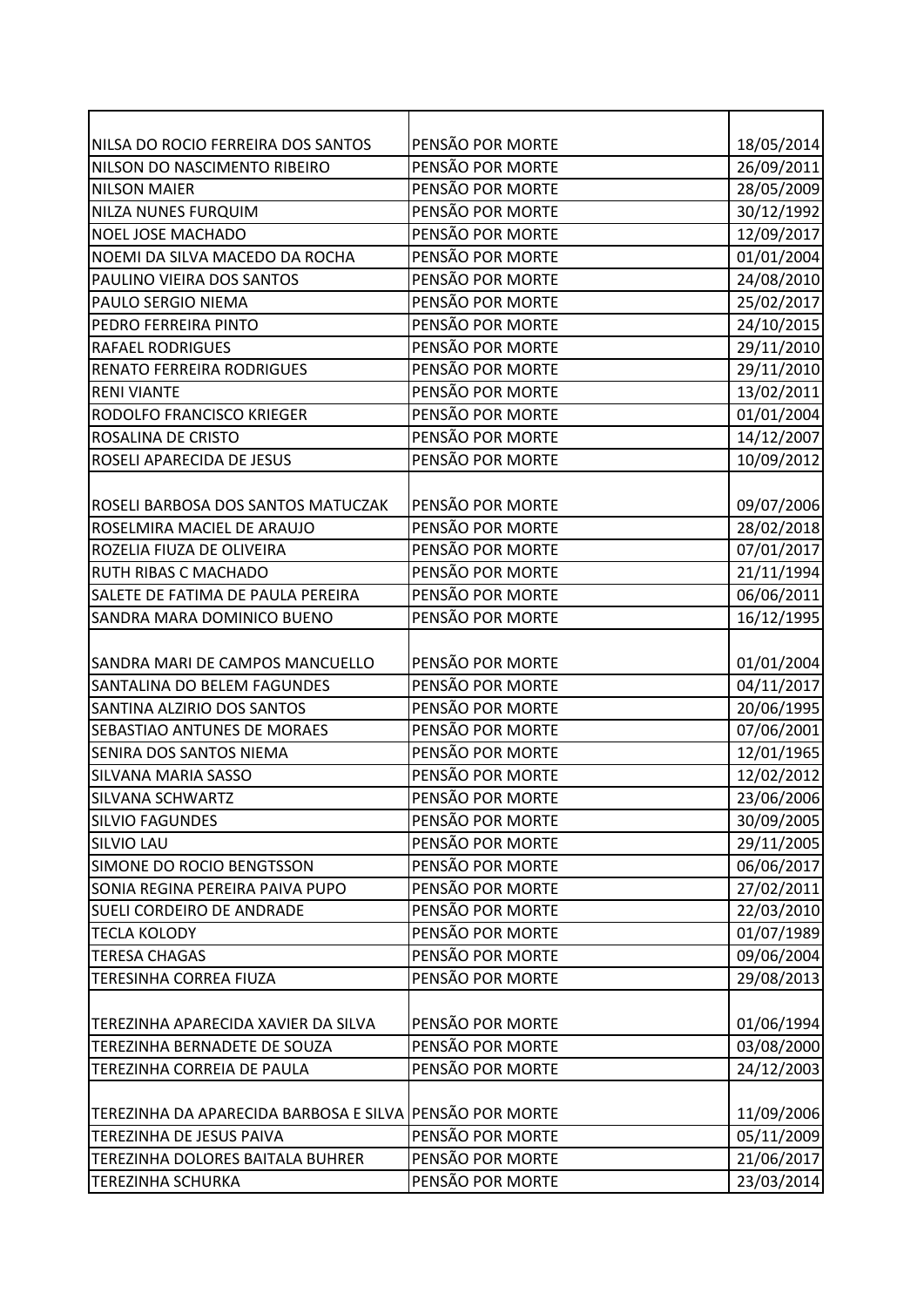| | | |
|---|---|---|
| NILSA DO ROCIO FERREIRA DOS SANTOS | PENSÃO POR MORTE | 18/05/2014 |
| NILSON DO NASCIMENTO RIBEIRO | PENSÃO POR MORTE | 26/09/2011 |
| NILSON MAIER | PENSÃO POR MORTE | 28/05/2009 |
| NILZA NUNES FURQUIM | PENSÃO POR MORTE | 30/12/1992 |
| NOEL JOSE MACHADO | PENSÃO POR MORTE | 12/09/2017 |
| NOEMI DA SILVA MACEDO DA ROCHA | PENSÃO POR MORTE | 01/01/2004 |
| PAULINO VIEIRA DOS SANTOS | PENSÃO POR MORTE | 24/08/2010 |
| PAULO SERGIO NIEMA | PENSÃO POR MORTE | 25/02/2017 |
| PEDRO FERREIRA PINTO | PENSÃO POR MORTE | 24/10/2015 |
| RAFAEL RODRIGUES | PENSÃO POR MORTE | 29/11/2010 |
| RENATO FERREIRA RODRIGUES | PENSÃO POR MORTE | 29/11/2010 |
| RENI VIANTE | PENSÃO POR MORTE | 13/02/2011 |
| RODOLFO FRANCISCO KRIEGER | PENSÃO POR MORTE | 01/01/2004 |
| ROSALINA DE CRISTO | PENSÃO POR MORTE | 14/12/2007 |
| ROSELI APARECIDA DE JESUS | PENSÃO POR MORTE | 10/09/2012 |
| ROSELI BARBOSA DOS SANTOS MATUCZAK | PENSÃO POR MORTE | 09/07/2006 |
| ROSELMIRA MACIEL DE ARAUJO | PENSÃO POR MORTE | 28/02/2018 |
| ROZELIA FIUZA DE OLIVEIRA | PENSÃO POR MORTE | 07/01/2017 |
| RUTH RIBAS C MACHADO | PENSÃO POR MORTE | 21/11/1994 |
| SALETE DE FATIMA DE PAULA PEREIRA | PENSÃO POR MORTE | 06/06/2011 |
| SANDRA MARA DOMINICO BUENO | PENSÃO POR MORTE | 16/12/1995 |
| SANDRA MARI DE CAMPOS MANCUELLO | PENSÃO POR MORTE | 01/01/2004 |
| SANTALINA DO BELEM FAGUNDES | PENSÃO POR MORTE | 04/11/2017 |
| SANTINA ALZIRIO DOS SANTOS | PENSÃO POR MORTE | 20/06/1995 |
| SEBASTIAO ANTUNES DE MORAES | PENSÃO POR MORTE | 07/06/2001 |
| SENIRA DOS SANTOS NIEMA | PENSÃO POR MORTE | 12/01/1965 |
| SILVANA MARIA SASSO | PENSÃO POR MORTE | 12/02/2012 |
| SILVANA SCHWARTZ | PENSÃO POR MORTE | 23/06/2006 |
| SILVIO FAGUNDES | PENSÃO POR MORTE | 30/09/2005 |
| SILVIO LAU | PENSÃO POR MORTE | 29/11/2005 |
| SIMONE DO ROCIO BENGTSSON | PENSÃO POR MORTE | 06/06/2017 |
| SONIA REGINA PEREIRA PAIVA PUPO | PENSÃO POR MORTE | 27/02/2011 |
| SUELI CORDEIRO DE ANDRADE | PENSÃO POR MORTE | 22/03/2010 |
| TECLA KOLODY | PENSÃO POR MORTE | 01/07/1989 |
| TERESA CHAGAS | PENSÃO POR MORTE | 09/06/2004 |
| TERESINHA CORREA FIUZA | PENSÃO POR MORTE | 29/08/2013 |
| TEREZINHA APARECIDA XAVIER DA SILVA | PENSÃO POR MORTE | 01/06/1994 |
| TEREZINHA BERNADETE DE SOUZA | PENSÃO POR MORTE | 03/08/2000 |
| TEREZINHA CORREIA DE PAULA | PENSÃO POR MORTE | 24/12/2003 |
| TEREZINHA DA APARECIDA BARBOSA E SILVA | PENSÃO POR MORTE | 11/09/2006 |
| TEREZINHA DE JESUS PAIVA | PENSÃO POR MORTE | 05/11/2009 |
| TEREZINHA DOLORES BAITALA BUHRER | PENSÃO POR MORTE | 21/06/2017 |
| TEREZINHA SCHURKA | PENSÃO POR MORTE | 23/03/2014 |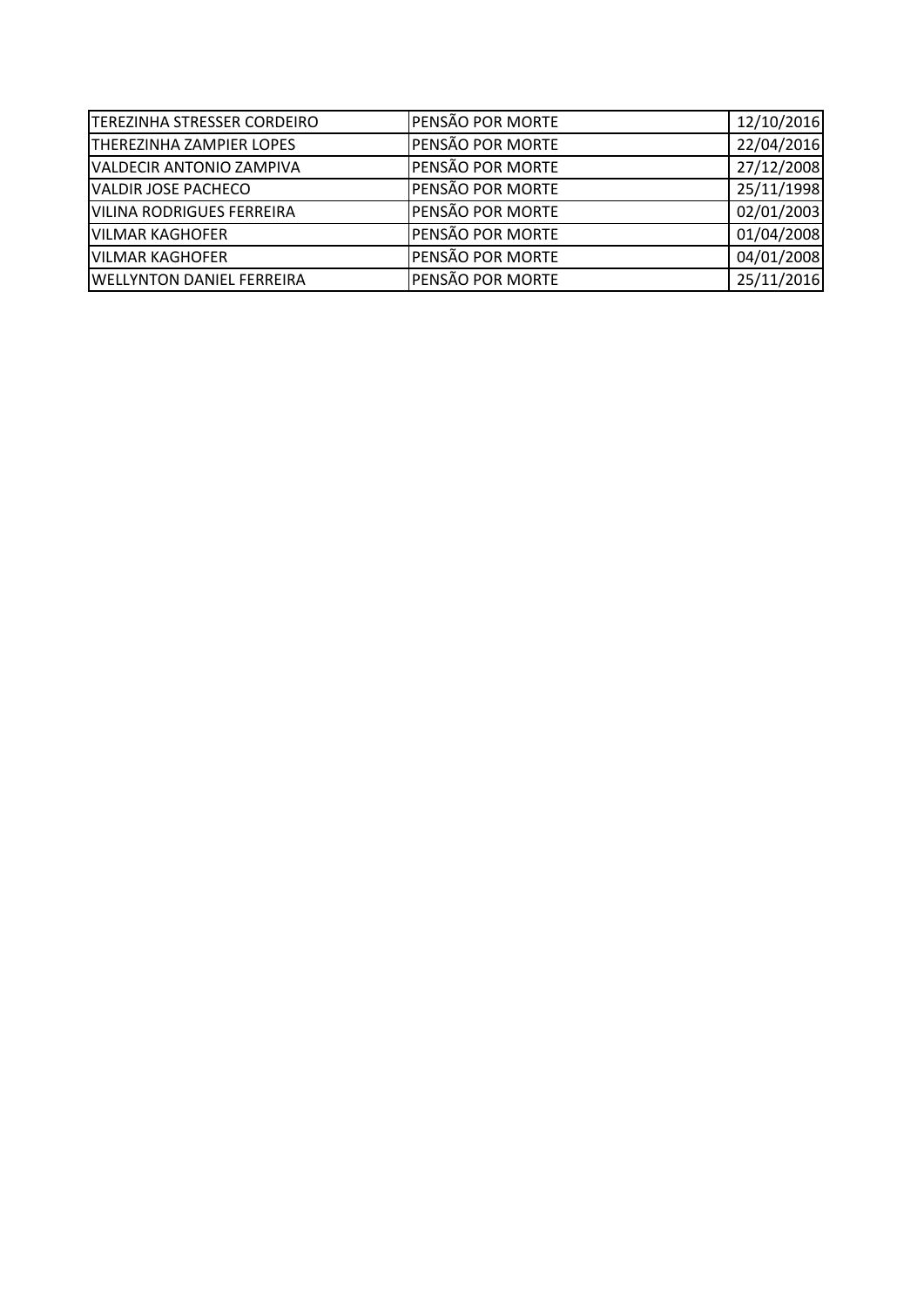| | | |
|---|---|---|
| TEREZINHA STRESSER CORDEIRO | PENSÃO POR MORTE | 12/10/2016 |
| THEREZINHA ZAMPIER LOPES | PENSÃO POR MORTE | 22/04/2016 |
| VALDECIR ANTONIO ZAMPIVA | PENSÃO POR MORTE | 27/12/2008 |
| VALDIR JOSE PACHECO | PENSÃO POR MORTE | 25/11/1998 |
| VILINA RODRIGUES FERREIRA | PENSÃO POR MORTE | 02/01/2003 |
| VILMAR KAGHOFER | PENSÃO POR MORTE | 01/04/2008 |
| VILMAR KAGHOFER | PENSÃO POR MORTE | 04/01/2008 |
| WELLYNTON DANIEL FERREIRA | PENSÃO POR MORTE | 25/11/2016 |